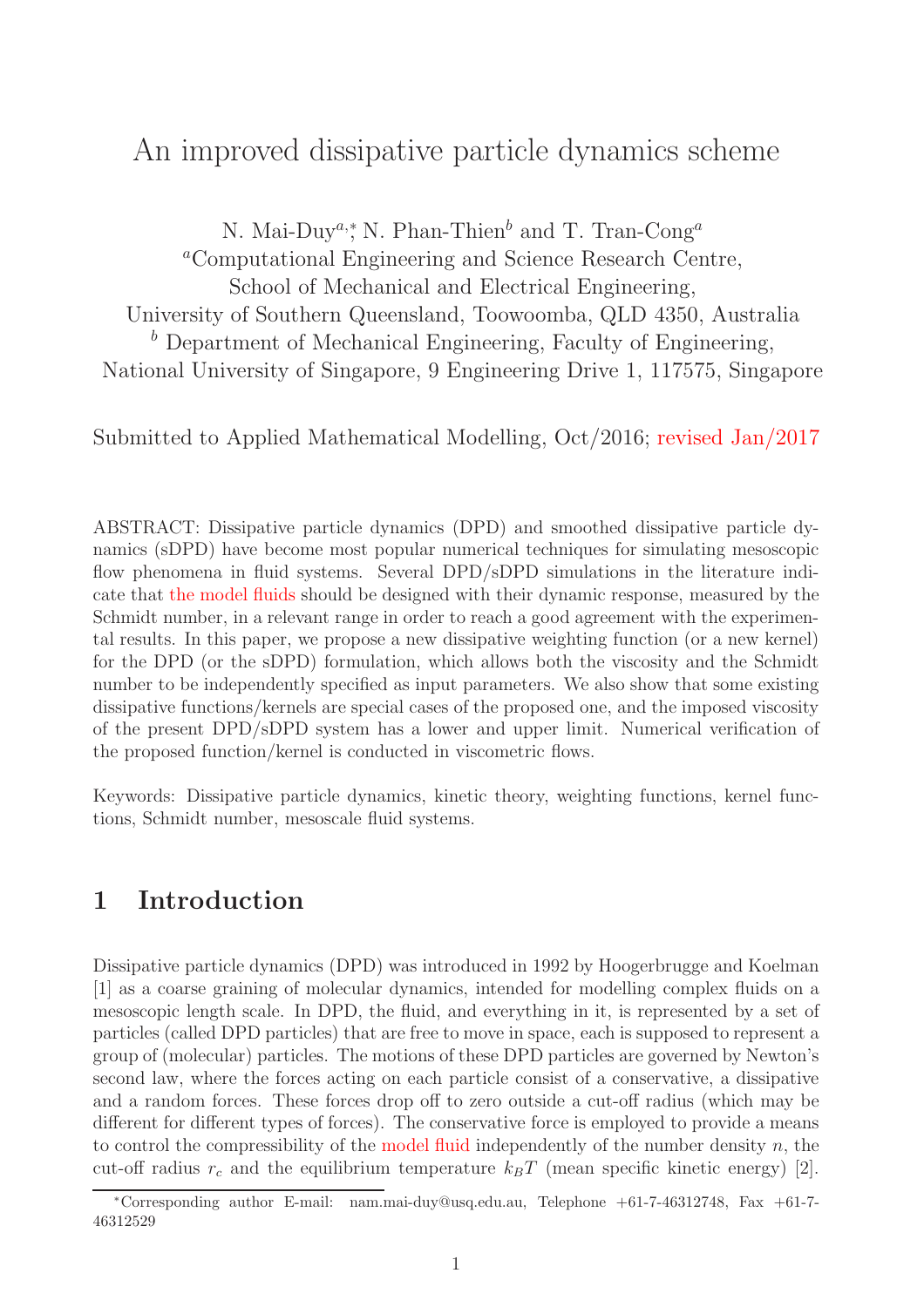# An improved dissipative particle dynamics scheme

N. Mai-Duy[a,*], N. Phan-Thien[b] and T. Tran-Cong[a]

[a]Computational Engineering and Science Research Centre,
School of Mechanical and Electrical Engineering,
University of Southern Queensland, Toowoomba, QLD 4350, Australia

[b] Department of Mechanical Engineering, Faculty of Engineering,
National University of Singapore, 9 Engineering Drive 1, 117575, Singapore

Submitted to Applied Mathematical Modelling, Oct/2016; revised Jan/2017

ABSTRACT: Dissipative particle dynamics (DPD) and smoothed dissipative particle dynamics (sDPD) have become most popular numerical techniques for simulating mesoscopic flow phenomena in fluid systems. Several DPD/sDPD simulations in the literature indicate that the model fluids should be designed with their dynamic response, measured by the Schmidt number, in a relevant range in order to reach a good agreement with the experimental results. In this paper, we propose a new dissipative weighting function (or a new kernel) for the DPD (or the sDPD) formulation, which allows both the viscosity and the Schmidt number to be independently specified as input parameters. We also show that some existing dissipative functions/kernels are special cases of the proposed one, and the imposed viscosity of the present DPD/sDPD system has a lower and upper limit. Numerical verification of the proposed function/kernel is conducted in viscometric flows.

Keywords: Dissipative particle dynamics, kinetic theory, weighting functions, kernel functions, Schmidt number, mesoscale fluid systems.

## 1 Introduction

Dissipative particle dynamics (DPD) was introduced in 1992 by Hoogerbrugge and Koelman [1] as a coarse graining of molecular dynamics, intended for modelling complex fluids on a mesoscopic length scale. In DPD, the fluid, and everything in it, is represented by a set of particles (called DPD particles) that are free to move in space, each is supposed to represent a group of (molecular) particles. The motions of these DPD particles are governed by Newton's second law, where the forces acting on each particle consist of a conservative, a dissipative and a random forces. These forces drop off to zero outside a cut-off radius (which may be different for different types of forces). The conservative force is employed to provide a means to control the compressibility of the model fluid independently of the number density $n$, the cut-off radius $r_c$ and the equilibrium temperature $k_BT$ (mean specific kinetic energy) [2].

*Corresponding author E-mail: nam.mai-duy@usq.edu.au, Telephone +61-7-46312748, Fax +61-7-46312529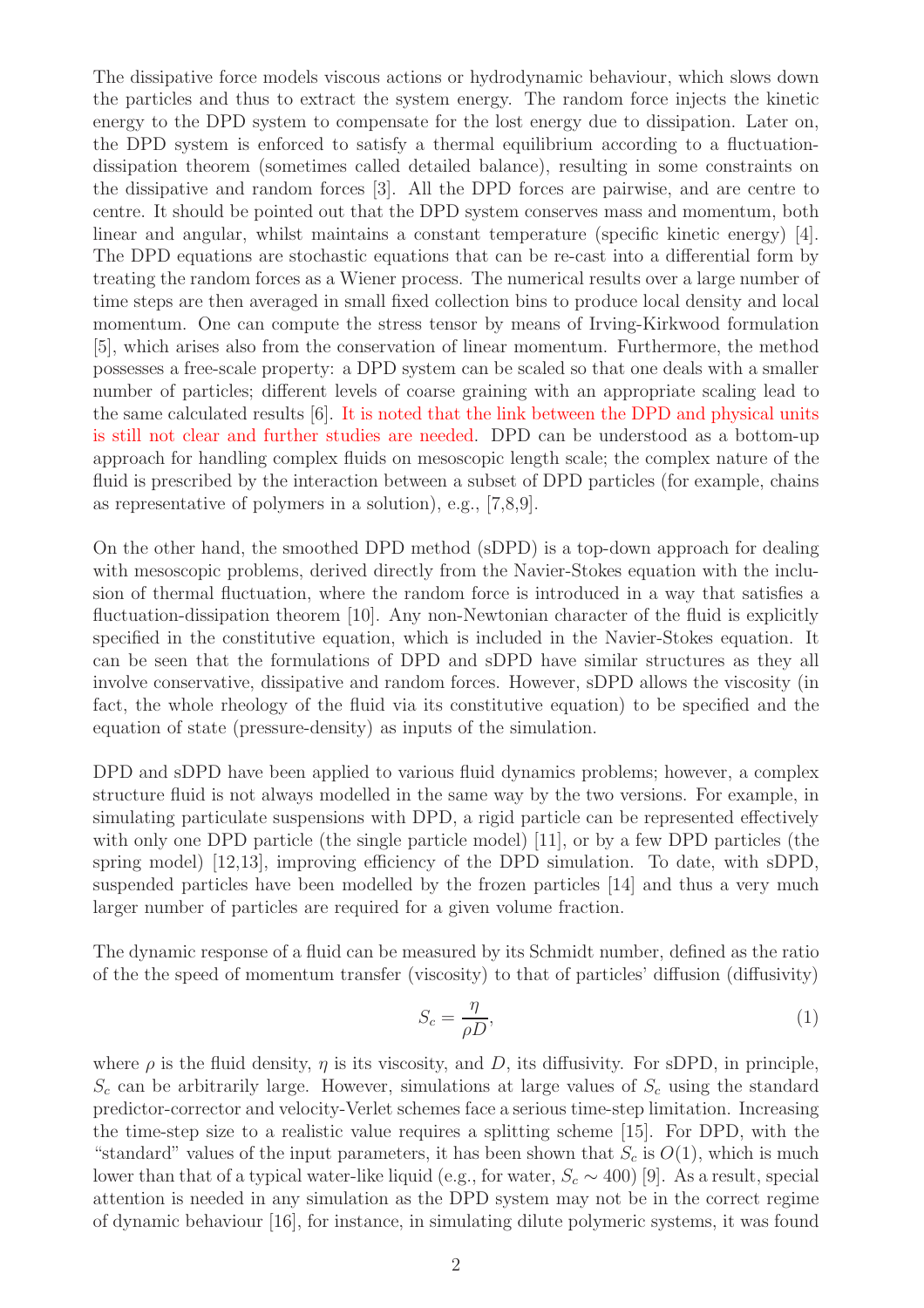The dissipative force models viscous actions or hydrodynamic behaviour, which slows down the particles and thus to extract the system energy. The random force injects the kinetic energy to the DPD system to compensate for the lost energy due to dissipation. Later on, the DPD system is enforced to satisfy a thermal equilibrium according to a fluctuation-dissipation theorem (sometimes called detailed balance), resulting in some constraints on the dissipative and random forces [3]. All the DPD forces are pairwise, and are centre to centre. It should be pointed out that the DPD system conserves mass and momentum, both linear and angular, whilst maintains a constant temperature (specific kinetic energy) [4]. The DPD equations are stochastic equations that can be re-cast into a differential form by treating the random forces as a Wiener process. The numerical results over a large number of time steps are then averaged in small fixed collection bins to produce local density and local momentum. One can compute the stress tensor by means of Irving-Kirkwood formulation [5], which arises also from the conservation of linear momentum. Furthermore, the method possesses a free-scale property: a DPD system can be scaled so that one deals with a smaller number of particles; different levels of coarse graining with an appropriate scaling lead to the same calculated results [6]. It is noted that the link between the DPD and physical units is still not clear and further studies are needed. DPD can be understood as a bottom-up approach for handling complex fluids on mesoscopic length scale; the complex nature of the fluid is prescribed by the interaction between a subset of DPD particles (for example, chains as representative of polymers in a solution), e.g., [7,8,9].

On the other hand, the smoothed DPD method (sDPD) is a top-down approach for dealing with mesoscopic problems, derived directly from the Navier-Stokes equation with the inclusion of thermal fluctuation, where the random force is introduced in a way that satisfies a fluctuation-dissipation theorem [10]. Any non-Newtonian character of the fluid is explicitly specified in the constitutive equation, which is included in the Navier-Stokes equation. It can be seen that the formulations of DPD and sDPD have similar structures as they all involve conservative, dissipative and random forces. However, sDPD allows the viscosity (in fact, the whole rheology of the fluid via its constitutive equation) to be specified and the equation of state (pressure-density) as inputs of the simulation.

DPD and sDPD have been applied to various fluid dynamics problems; however, a complex structure fluid is not always modelled in the same way by the two versions. For example, in simulating particulate suspensions with DPD, a rigid particle can be represented effectively with only one DPD particle (the single particle model) [11], or by a few DPD particles (the spring model) [12,13], improving efficiency of the DPD simulation. To date, with sDPD, suspended particles have been modelled by the frozen particles [14] and thus a very much larger number of particles are required for a given volume fraction.

The dynamic response of a fluid can be measured by its Schmidt number, defined as the ratio of the the speed of momentum transfer (viscosity) to that of particles' diffusion (diffusivity)

$$S_c = \frac{\eta}{\rho D}, \tag{1}$$

where $\rho$ is the fluid density, $\eta$ is its viscosity, and $D$, its diffusivity. For sDPD, in principle, $S_c$ can be arbitrarily large. However, simulations at large values of $S_c$ using the standard predictor-corrector and velocity-Verlet schemes face a serious time-step limitation. Increasing the time-step size to a realistic value requires a splitting scheme [15]. For DPD, with the "standard" values of the input parameters, it has been shown that $S_c$ is $O(1)$, which is much lower than that of a typical water-like liquid (e.g., for water, $S_c \sim 400$) [9]. As a result, special attention is needed in any simulation as the DPD system may not be in the correct regime of dynamic behaviour [16], for instance, in simulating dilute polymeric systems, it was found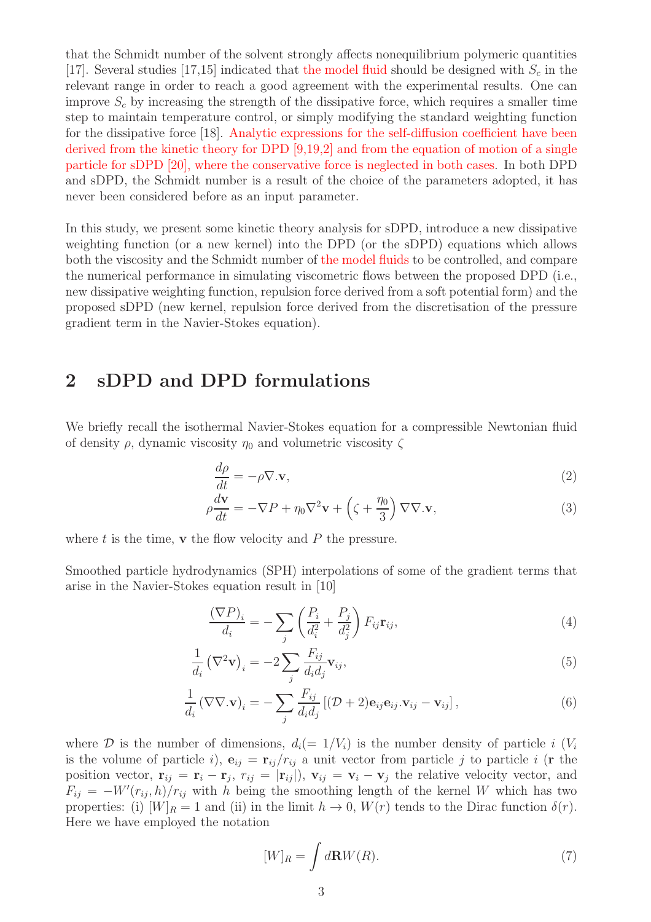that the Schmidt number of the solvent strongly affects nonequilibrium polymeric quantities [17]. Several studies [17,15] indicated that the model fluid should be designed with $S_c$ in the relevant range in order to reach a good agreement with the experimental results. One can improve $S_c$ by increasing the strength of the dissipative force, which requires a smaller time step to maintain temperature control, or simply modifying the standard weighting function for the dissipative force [18]. Analytic expressions for the self-diffusion coefficient have been derived from the kinetic theory for DPD [9,19,2] and from the equation of motion of a single particle for sDPD [20], where the conservative force is neglected in both cases. In both DPD and sDPD, the Schmidt number is a result of the choice of the parameters adopted, it has never been considered before as an input parameter.

In this study, we present some kinetic theory analysis for sDPD, introduce a new dissipative weighting function (or a new kernel) into the DPD (or the sDPD) equations which allows both the viscosity and the Schmidt number of the model fluids to be controlled, and compare the numerical performance in simulating viscometric flows between the proposed DPD (i.e., new dissipative weighting function, repulsion force derived from a soft potential form) and the proposed sDPD (new kernel, repulsion force derived from the discretisation of the pressure gradient term in the Navier-Stokes equation).

## 2 sDPD and DPD formulations

We briefly recall the isothermal Navier-Stokes equation for a compressible Newtonian fluid of density $\rho$, dynamic viscosity $\eta_0$ and volumetric viscosity $\zeta$

$$\frac{d\rho}{dt} = -\rho \nabla . \mathbf{v}, \tag{2}$$

$$\rho \frac{d\mathbf{v}}{dt} = -\nabla P + \eta_0 \nabla^2 \mathbf{v} + \left(\zeta + \frac{\eta_0}{3}\right) \nabla \nabla . \mathbf{v}, \tag{3}$$

where $t$ is the time, $\mathbf{v}$ the flow velocity and $P$ the pressure.

Smoothed particle hydrodynamics (SPH) interpolations of some of the gradient terms that arise in the Navier-Stokes equation result in [10]

$$\frac{(\nabla P)_i}{d_i} = -\sum_j \left(\frac{P_i}{d_i^2} + \frac{P_j}{d_j^2}\right) F_{ij} \mathbf{r}_{ij}, \tag{4}$$

$$\frac{1}{d_i} \left(\nabla^2 \mathbf{v}\right)_i = -2 \sum_j \frac{F_{ij}}{d_i d_j} \mathbf{v}_{ij}, \tag{5}$$

$$\frac{1}{d_i} \left(\nabla \nabla . \mathbf{v}\right)_i = -\sum_j \frac{F_{ij}}{d_i d_j} \left[(\mathcal{D}+2) \mathbf{e}_{ij} \mathbf{e}_{ij} . \mathbf{v}_{ij} - \mathbf{v}_{ij}\right], \tag{6}$$

where $\mathcal{D}$ is the number of dimensions, $d_i (= 1/V_i)$ is the number density of particle $i$ ($V_i$ is the volume of particle $i$), $\mathbf{e}_{ij} = \mathbf{r}_{ij}/r_{ij}$ a unit vector from particle $j$ to particle $i$ ($\mathbf{r}$ the position vector, $\mathbf{r}_{ij} = \mathbf{r}_i - \mathbf{r}_j$, $r_{ij} = |\mathbf{r}_{ij}|$), $\mathbf{v}_{ij} = \mathbf{v}_i - \mathbf{v}_j$ the relative velocity vector, and $F_{ij} = -W'(r_{ij}, h)/r_{ij}$ with $h$ being the smoothing length of the kernel $W$ which has two properties: (i) $[W]_R = 1$ and (ii) in the limit $h \to 0$, $W(r)$ tends to the Dirac function $\delta(r)$. Here we have employed the notation

$$[W]_R = \int d\mathbf{R} W(R). \tag{7}$$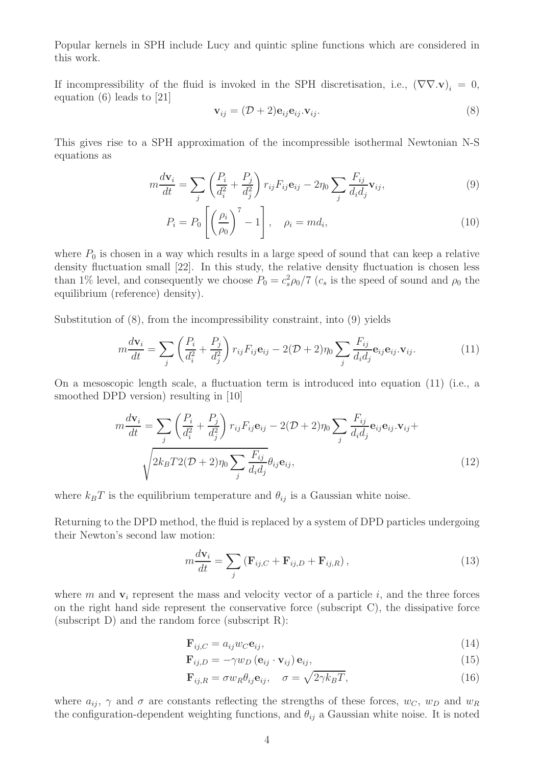Popular kernels in SPH include Lucy and quintic spline functions which are considered in this work.

If incompressibility of the fluid is invoked in the SPH discretisation, i.e., $(\nabla\nabla.\mathbf{v})_i = 0$, equation (6) leads to [21]

$$\mathbf{v}_{ij} = (\mathcal{D}+2)\mathbf{e}_{ij}\mathbf{e}_{ij}.\mathbf{v}_{ij}. \tag{8}$$

This gives rise to a SPH approximation of the incompressible isothermal Newtonian N-S equations as

$$m\frac{d\mathbf{v}_i}{dt} = \sum_j \left(\frac{P_i}{d_i^2} + \frac{P_j}{d_j^2}\right) r_{ij} F_{ij} \mathbf{e}_{ij} - 2\eta_0 \sum_j \frac{F_{ij}}{d_i d_j} \mathbf{v}_{ij}, \tag{9}$$

$$P_i = P_0 \left[\left(\frac{\rho_i}{\rho_0}\right)^7 - 1\right], \quad \rho_i = m d_i, \tag{10}$$

where $P_0$ is chosen in a way which results in a large speed of sound that can keep a relative density fluctuation small [22]. In this study, the relative density fluctuation is chosen less than 1% level, and consequently we choose $P_0 = c_s^2\rho_0/7$ ($c_s$ is the speed of sound and $\rho_0$ the equilibrium (reference) density).

Substitution of (8), from the incompressibility constraint, into (9) yields

$$m\frac{d\mathbf{v}_i}{dt} = \sum_j \left(\frac{P_i}{d_i^2} + \frac{P_j}{d_j^2}\right) r_{ij} F_{ij} \mathbf{e}_{ij} - 2(\mathcal{D}+2)\eta_0 \sum_j \frac{F_{ij}}{d_i d_j} \mathbf{e}_{ij}\mathbf{e}_{ij}.\mathbf{v}_{ij}. \tag{11}$$

On a mesoscopic length scale, a fluctuation term is introduced into equation (11) (i.e., a smoothed DPD version) resulting in [10]

$$m\frac{d\mathbf{v}_i}{dt} = \sum_j \left(\frac{P_i}{d_i^2} + \frac{P_j}{d_j^2}\right) r_{ij} F_{ij} \mathbf{e}_{ij} - 2(\mathcal{D}+2)\eta_0 \sum_j \frac{F_{ij}}{d_i d_j} \mathbf{e}_{ij}\mathbf{e}_{ij}.\mathbf{v}_{ij} + \sqrt{2k_BT2(\mathcal{D}+2)\eta_0 \sum_j \frac{F_{ij}}{d_i d_j}}\theta_{ij}\mathbf{e}_{ij}, \tag{12}$$

where $k_BT$ is the equilibrium temperature and $\theta_{ij}$ is a Gaussian white noise.

Returning to the DPD method, the fluid is replaced by a system of DPD particles undergoing their Newton's second law motion:

$$m\frac{d\mathbf{v}_i}{dt} = \sum_j \left(\mathbf{F}_{ij,C} + \mathbf{F}_{ij,D} + \mathbf{F}_{ij,R}\right), \tag{13}$$

where $m$ and $\mathbf{v}_i$ represent the mass and velocity vector of a particle $i$, and the three forces on the right hand side represent the conservative force (subscript C), the dissipative force (subscript D) and the random force (subscript R):

$$\mathbf{F}_{ij,C} = a_{ij} w_C \mathbf{e}_{ij}, \tag{14}$$

$$\mathbf{F}_{ij,D} = -\gamma w_D \left(\mathbf{e}_{ij} \cdot \mathbf{v}_{ij}\right) \mathbf{e}_{ij}, \tag{15}$$

$$\mathbf{F}_{ij,R} = \sigma w_R \theta_{ij} \mathbf{e}_{ij}, \quad \sigma = \sqrt{2\gamma k_B T}, \tag{16}$$

where $a_{ij}$, $\gamma$ and $\sigma$ are constants reflecting the strengths of these forces, $w_C$, $w_D$ and $w_R$ the configuration-dependent weighting functions, and $\theta_{ij}$ a Gaussian white noise. It is noted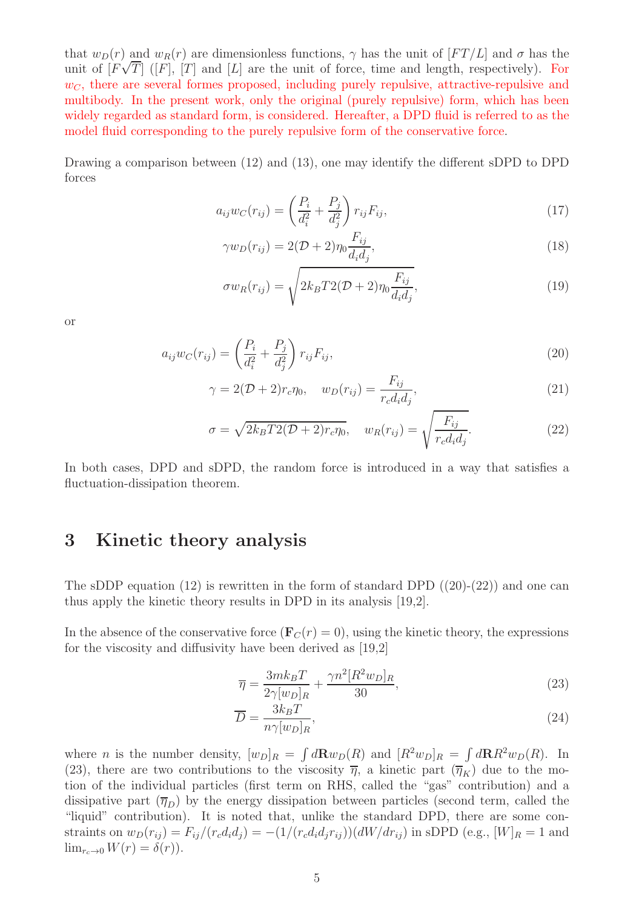that $w_D(r)$ and $w_R(r)$ are dimensionless functions, $\gamma$ has the unit of $[FT/L]$ and $\sigma$ has the unit of $[F\sqrt{T}]$ ($[F]$, $[T]$ and $[L]$ are the unit of force, time and length, respectively). For $w_C$, there are several formes proposed, including purely repulsive, attractive-repulsive and multibody. In the present work, only the original (purely repulsive) form, which has been widely regarded as standard form, is considered. Hereafter, a DPD fluid is referred to as the model fluid corresponding to the purely repulsive form of the conservative force.

Drawing a comparison between (12) and (13), one may identify the different sDPD to DPD forces

$$a_{ij}w_C(r_{ij}) = \left(\frac{P_i}{d_i^2} + \frac{P_j}{d_j^2}\right) r_{ij}F_{ij}, \tag{17}$$

$$\gamma w_D(r_{ij}) = 2(\mathcal{D}+2)\eta_0 \frac{F_{ij}}{d_i d_j}, \tag{18}$$

$$\sigma w_R(r_{ij}) = \sqrt{2k_BT2(\mathcal{D}+2)\eta_0 \frac{F_{ij}}{d_i d_j}}, \tag{19}$$

or

$$a_{ij}w_C(r_{ij}) = \left(\frac{P_i}{d_i^2} + \frac{P_j}{d_j^2}\right) r_{ij}F_{ij}, \tag{20}$$

$$\gamma = 2(\mathcal{D}+2)r_c\eta_0, \quad w_D(r_{ij}) = \frac{F_{ij}}{r_c d_i d_j}, \tag{21}$$

$$\sigma = \sqrt{2k_BT2(\mathcal{D}+2)r_c\eta_0}, \quad w_R(r_{ij}) = \sqrt{\frac{F_{ij}}{r_c d_i d_j}}. \tag{22}$$

In both cases, DPD and sDPD, the random force is introduced in a way that satisfies a fluctuation-dissipation theorem.

## 3 Kinetic theory analysis

The sDDP equation (12) is rewritten in the form of standard DPD ((20)-(22)) and one can thus apply the kinetic theory results in DPD in its analysis [19,2].

In the absence of the conservative force ($\mathbf{F}_C(r) = 0$), using the kinetic theory, the expressions for the viscosity and diffusivity have been derived as [19,2]

$$\overline{\eta} = \frac{3mk_BT}{2\gamma[w_D]_R} + \frac{\gamma n^2 [R^2 w_D]_R}{30}, \tag{23}$$

$$\overline{D} = \frac{3k_BT}{n\gamma[w_D]_R}, \tag{24}$$

where $n$ is the number density, $[w_D]_R = \int d\mathbf{R} w_D(R)$ and $[R^2 w_D]_R = \int d\mathbf{R} R^2 w_D(R)$. In (23), there are two contributions to the viscosity $\overline{\eta}$, a kinetic part ($\overline{\eta}_K$) due to the motion of the individual particles (first term on RHS, called the "gas" contribution) and a dissipative part ($\overline{\eta}_D$) by the energy dissipation between particles (second term, called the "liquid" contribution). It is noted that, unlike the standard DPD, there are some constraints on $w_D(r_{ij}) = F_{ij}/(r_c d_i d_j) = -(1/(r_c d_i d_j r_{ij}))(dW/dr_{ij})$ in sDPD (e.g., $[W]_R = 1$ and $\lim_{r_c \to 0} W(r) = \delta(r)$).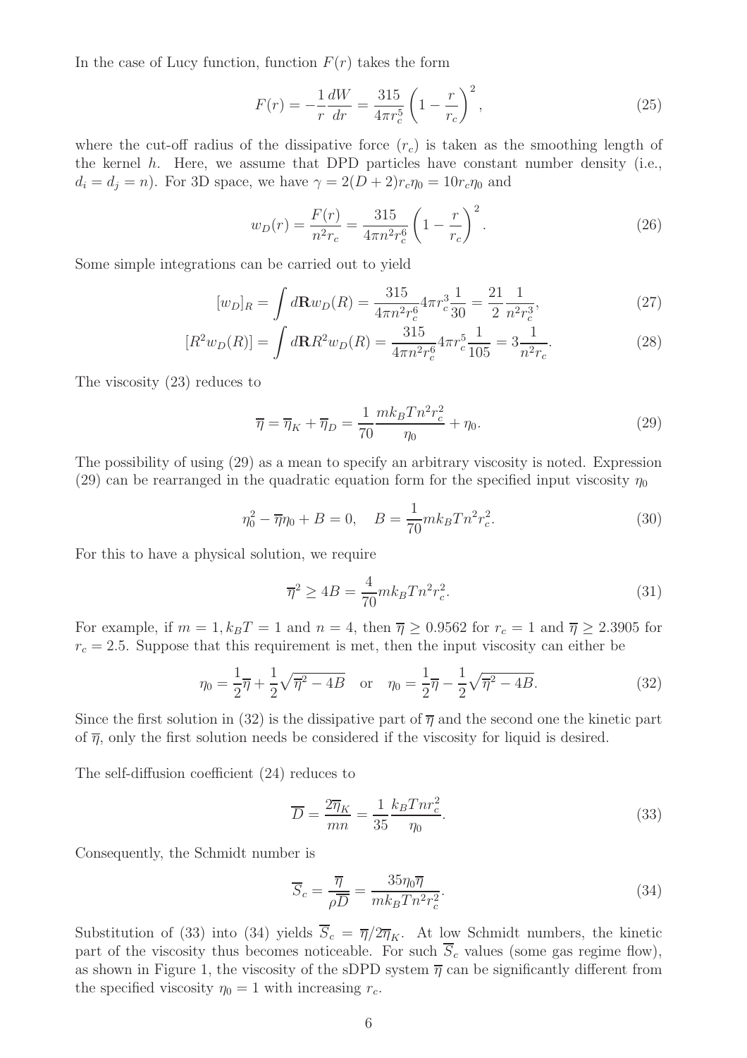In the case of Lucy function, function $F(r)$ takes the form

$$F(r) = -\frac{1}{r}\frac{dW}{dr} = \frac{315}{4\pi r_c^5}\left(1 - \frac{r}{r_c}\right)^2, \tag{25}$$

where the cut-off radius of the dissipative force ($r_c$) is taken as the smoothing length of the kernel $h$. Here, we assume that DPD particles have constant number density (i.e., $d_i = d_j = n$). For 3D space, we have $\gamma = 2(D+2)r_c\eta_0 = 10r_c\eta_0$ and

$$w_D(r) = \frac{F(r)}{n^2 r_c} = \frac{315}{4\pi n^2 r_c^6}\left(1 - \frac{r}{r_c}\right)^2. \tag{26}$$

Some simple integrations can be carried out to yield

$$[w_D]_R = \int d\mathbf{R} w_D(R) = \frac{315}{4\pi n^2 r_c^6} 4\pi r_c^3 \frac{1}{30} = \frac{21}{2}\frac{1}{n^2 r_c^3}, \tag{27}$$

$$[R^2 w_D(R)] = \int d\mathbf{R} R^2 w_D(R) = \frac{315}{4\pi n^2 r_c^6} 4\pi r_c^5 \frac{1}{105} = 3\frac{1}{n^2 r_c}. \tag{28}$$

The viscosity (23) reduces to

$$\overline{\eta} = \overline{\eta}_K + \overline{\eta}_D = \frac{1}{70}\frac{m k_B T n^2 r_c^2}{\eta_0} + \eta_0. \tag{29}$$

The possibility of using (29) as a mean to specify an arbitrary viscosity is noted. Expression (29) can be rearranged in the quadratic equation form for the specified input viscosity $\eta_0$

$$\eta_0^2 - \overline{\eta}\eta_0 + B = 0, \quad B = \frac{1}{70} m k_B T n^2 r_c^2. \tag{30}$$

For this to have a physical solution, we require

$$\overline{\eta}^2 \geq 4B = \frac{4}{70} m k_B T n^2 r_c^2. \tag{31}$$

For example, if $m = 1, k_B T = 1$ and $n = 4$, then $\overline{\eta} \geq 0.9562$ for $r_c = 1$ and $\overline{\eta} \geq 2.3905$ for $r_c = 2.5$. Suppose that this requirement is met, then the input viscosity can either be

$$\eta_0 = \frac{1}{2}\overline{\eta} + \frac{1}{2}\sqrt{\overline{\eta}^2 - 4B} \quad \text{or} \quad \eta_0 = \frac{1}{2}\overline{\eta} - \frac{1}{2}\sqrt{\overline{\eta}^2 - 4B}. \tag{32}$$

Since the first solution in (32) is the dissipative part of $\overline{\eta}$ and the second one the kinetic part of $\overline{\eta}$, only the first solution needs be considered if the viscosity for liquid is desired.

The self-diffusion coefficient (24) reduces to

$$\overline{D} = \frac{2\overline{\eta}_K}{mn} = \frac{1}{35}\frac{k_B T n r_c^2}{\eta_0}. \tag{33}$$

Consequently, the Schmidt number is

$$\overline{S}_c = \frac{\overline{\eta}}{\rho\overline{D}} = \frac{35\eta_0\overline{\eta}}{m k_B T n^2 r_c^2}. \tag{34}$$

Substitution of (33) into (34) yields $\overline{S}_c = \overline{\eta}/2\overline{\eta}_K$. At low Schmidt numbers, the kinetic part of the viscosity thus becomes noticeable. For such $\overline{S}_c$ values (some gas regime flow), as shown in Figure 1, the viscosity of the sDPD system $\overline{\eta}$ can be significantly different from the specified viscosity $\eta_0 = 1$ with increasing $r_c$.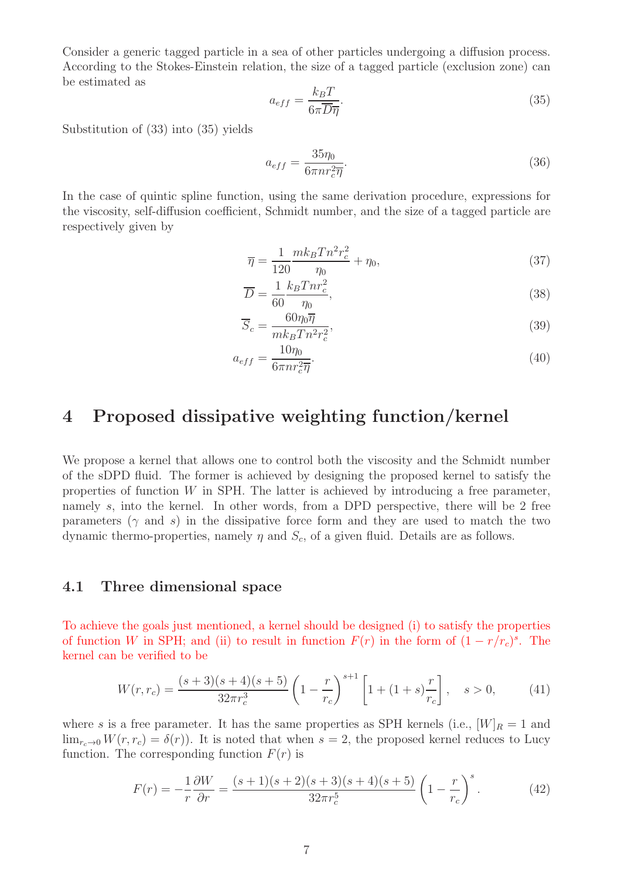Consider a generic tagged particle in a sea of other particles undergoing a diffusion process. According to the Stokes-Einstein relation, the size of a tagged particle (exclusion zone) can be estimated as

$$a_{eff} = \frac{k_B T}{6\pi \overline{D}\overline{\eta}}. \tag{35}$$

Substitution of (33) into (35) yields

$$a_{eff} = \frac{35\eta_0}{6\pi n r_c^2 \overline{\eta}}. \tag{36}$$

In the case of quintic spline function, using the same derivation procedure, expressions for the viscosity, self-diffusion coefficient, Schmidt number, and the size of a tagged particle are respectively given by

$$\overline{\eta} = \frac{1}{120}\frac{m k_B T n^2 r_c^2}{\eta_0} + \eta_0, \tag{37}$$

$$\overline{D} = \frac{1}{60}\frac{k_B T n r_c^2}{\eta_0}, \tag{38}$$

$$\overline{S}_c = \frac{60\eta_0\overline{\eta}}{m k_B T n^2 r_c^2}, \tag{39}$$

$$a_{eff} = \frac{10\eta_0}{6\pi n r_c^2 \overline{\eta}}. \tag{40}$$

# 4 Proposed dissipative weighting function/kernel

We propose a kernel that allows one to control both the viscosity and the Schmidt number of the sDPD fluid. The former is achieved by designing the proposed kernel to satisfy the properties of function $W$ in SPH. The latter is achieved by introducing a free parameter, namely $s$, into the kernel. In other words, from a DPD perspective, there will be 2 free parameters ($\gamma$ and $s$) in the dissipative force form and they are used to match the two dynamic thermo-properties, namely $\eta$ and $S_c$, of a given fluid. Details are as follows.

## 4.1 Three dimensional space

To achieve the goals just mentioned, a kernel should be designed (i) to satisfy the properties of function $W$ in SPH; and (ii) to result in function $F(r)$ in the form of $(1 - r/r_c)^s$. The kernel can be verified to be

$$W(r, r_c) = \frac{(s+3)(s+4)(s+5)}{32\pi r_c^3}\left(1 - \frac{r}{r_c}\right)^{s+1}\left[1 + (1+s)\frac{r}{r_c}\right], \quad s > 0, \tag{41}$$

where $s$ is a free parameter. It has the same properties as SPH kernels (i.e., $[W]_R = 1$ and $\lim_{r_c \to 0} W(r, r_c) = \delta(r)$). It is noted that when $s = 2$, the proposed kernel reduces to Lucy function. The corresponding function $F(r)$ is

$$F(r) = -\frac{1}{r}\frac{\partial W}{\partial r} = \frac{(s+1)(s+2)(s+3)(s+4)(s+5)}{32\pi r_c^5}\left(1 - \frac{r}{r_c}\right)^s. \tag{42}$$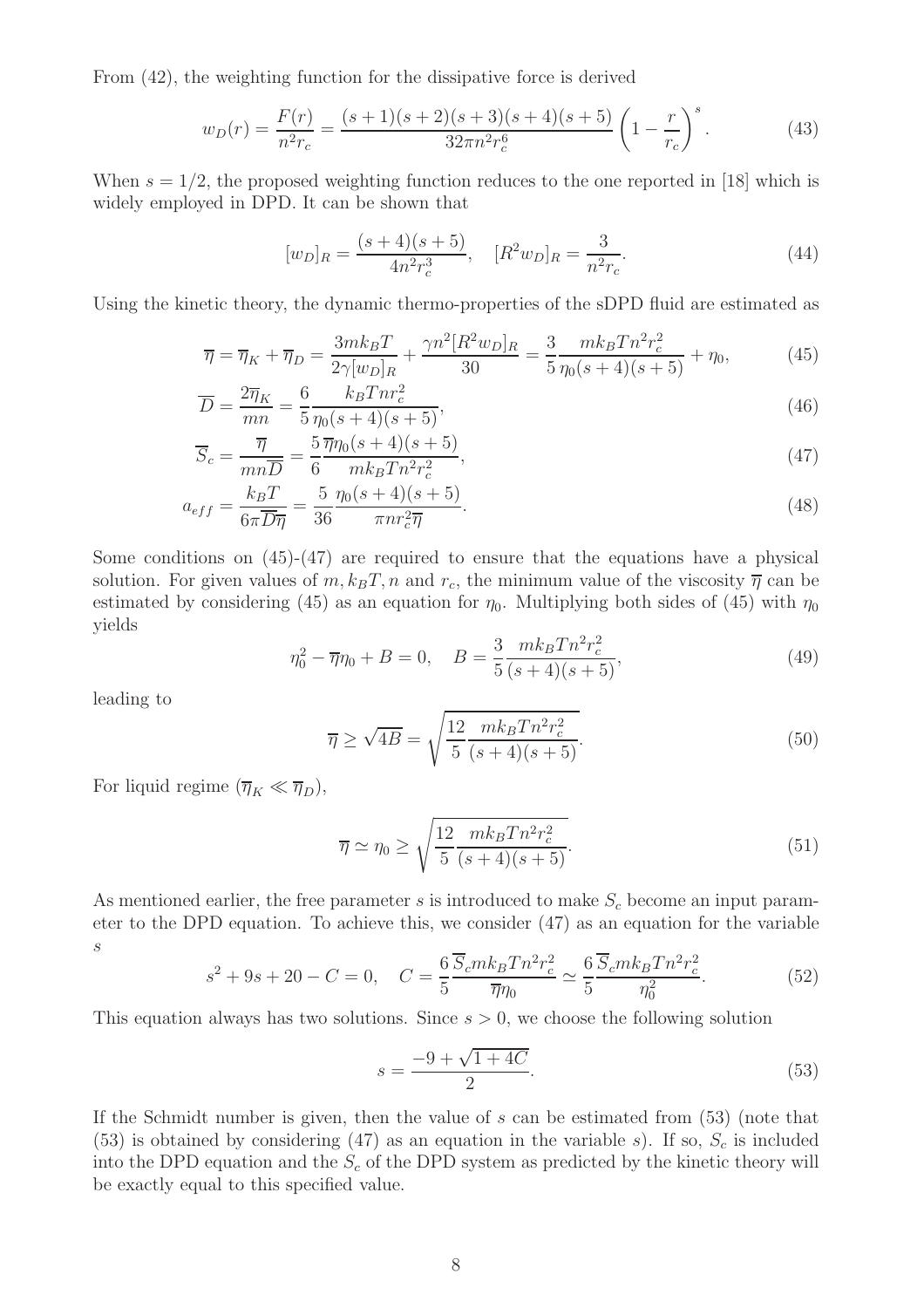From (42), the weighting function for the dissipative force is derived

$$w_D(r) = \frac{F(r)}{n^2 r_c} = \frac{(s+1)(s+2)(s+3)(s+4)(s+5)}{32\pi n^2 r_c^6}\left(1-\frac{r}{r_c}\right)^s. \tag{43}$$

When $s = 1/2$, the proposed weighting function reduces to the one reported in [18] which is widely employed in DPD. It can be shown that

$$[w_D]_R = \frac{(s+4)(s+5)}{4n^2 r_c^3}, \quad [R^2 w_D]_R = \frac{3}{n^2 r_c}. \tag{44}$$

Using the kinetic theory, the dynamic thermo-properties of the sDPD fluid are estimated as

$$\overline{\eta} = \overline{\eta}_K + \overline{\eta}_D = \frac{3mk_BT}{2\gamma[w_D]_R} + \frac{\gamma n^2 [R^2 w_D]_R}{30} = \frac{3}{5}\frac{mk_BTn^2r_c^2}{\eta_0(s+4)(s+5)} + \eta_0, \tag{45}$$

$$\overline{D} = \frac{2\overline{\eta}_K}{mn} = \frac{6}{5}\frac{k_BTnr_c^2}{\eta_0(s+4)(s+5)}, \tag{46}$$

$$\overline{S}_c = \frac{\overline{\eta}}{mn\overline{D}} = \frac{5}{6}\frac{\overline{\eta}\eta_0(s+4)(s+5)}{mk_BTn^2r_c^2}, \tag{47}$$

$$a_{eff} = \frac{k_BT}{6\pi\overline{D}\overline{\eta}} = \frac{5}{36}\frac{\eta_0(s+4)(s+5)}{\pi n r_c^2 \overline{\eta}}. \tag{48}$$

Some conditions on (45)-(47) are required to ensure that the equations have a physical solution. For given values of $m, k_BT, n$ and $r_c$, the minimum value of the viscosity $\overline{\eta}$ can be estimated by considering (45) as an equation for $\eta_0$. Multiplying both sides of (45) with $\eta_0$ yields

$$\eta_0^2 - \overline{\eta}\eta_0 + B = 0, \quad B = \frac{3}{5}\frac{mk_BTn^2r_c^2}{(s+4)(s+5)}, \tag{49}$$

leading to

$$\overline{\eta} \geq \sqrt{4B} = \sqrt{\frac{12}{5}\frac{mk_BTn^2r_c^2}{(s+4)(s+5)}}. \tag{50}$$

For liquid regime ($\overline{\eta}_K \ll \overline{\eta}_D$),

$$\overline{\eta} \simeq \eta_0 \geq \sqrt{\frac{12}{5}\frac{mk_BTn^2r_c^2}{(s+4)(s+5)}}. \tag{51}$$

As mentioned earlier, the free parameter $s$ is introduced to make $S_c$ become an input parameter to the DPD equation. To achieve this, we consider (47) as an equation for the variable $s$

$$s^2 + 9s + 20 - C = 0, \quad C = \frac{6}{5}\frac{\overline{S}_c mk_BTn^2r_c^2}{\overline{\eta}\eta_0} \simeq \frac{6}{5}\frac{\overline{S}_c mk_BTn^2r_c^2}{\eta_0^2}. \tag{52}$$

This equation always has two solutions. Since $s > 0$, we choose the following solution

$$s = \frac{-9 + \sqrt{1+4C}}{2}. \tag{53}$$

If the Schmidt number is given, then the value of $s$ can be estimated from (53) (note that (53) is obtained by considering (47) as an equation in the variable $s$). If so, $S_c$ is included into the DPD equation and the $S_c$ of the DPD system as predicted by the kinetic theory will be exactly equal to this specified value.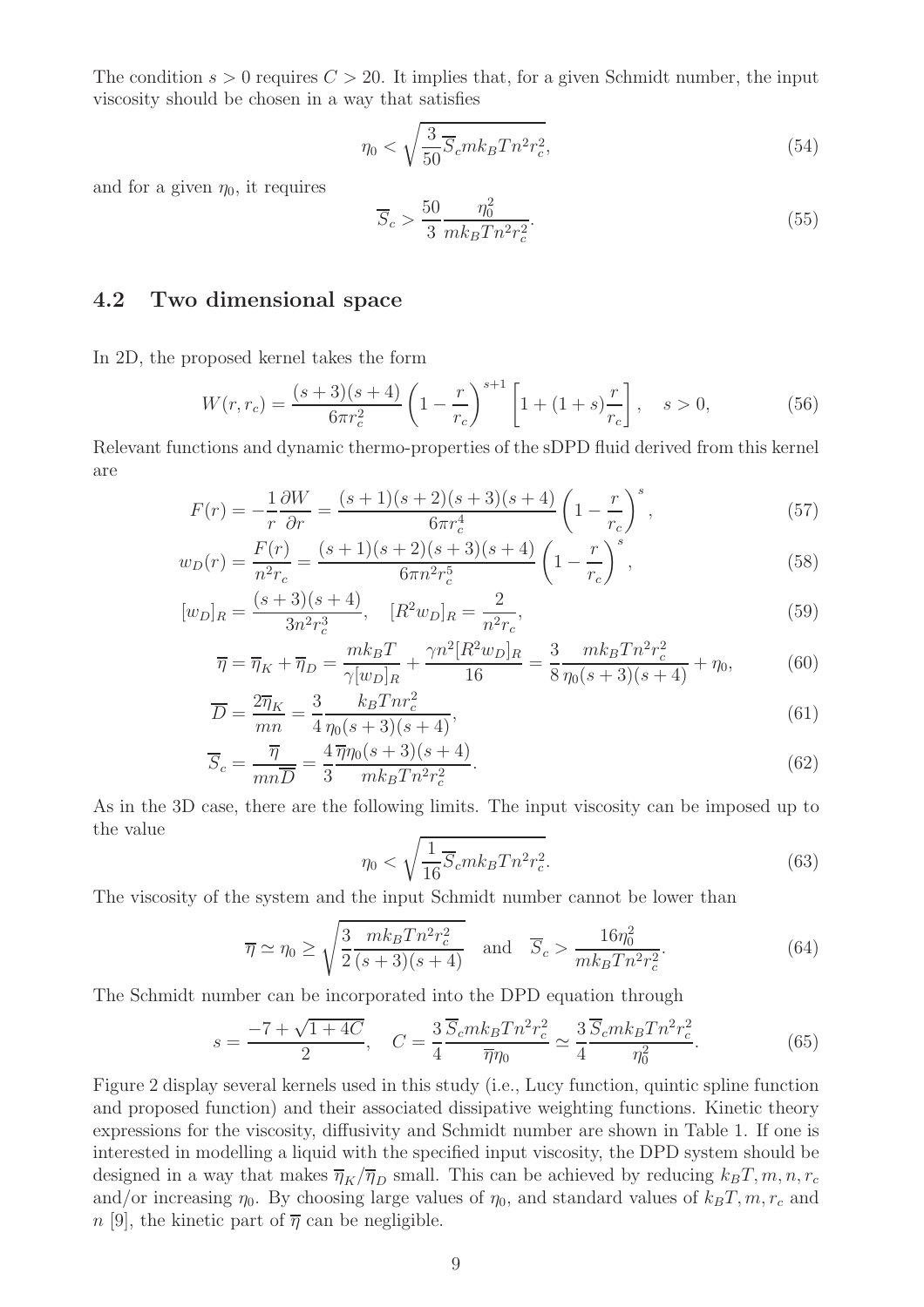The condition $s > 0$ requires $C > 20$. It implies that, for a given Schmidt number, the input viscosity should be chosen in a way that satisfies

$$\eta_0 < \sqrt{\frac{3}{50}\overline{S}_c m k_B T n^2 r_c^2}, \tag{54}$$

and for a given $\eta_0$, it requires

$$\overline{S}_c > \frac{50}{3}\frac{\eta_0^2}{m k_B T n^2 r_c^2}. \tag{55}$$

## 4.2 Two dimensional space

In 2D, the proposed kernel takes the form

$$W(r, r_c) = \frac{(s+3)(s+4)}{6\pi r_c^2}\left(1 - \frac{r}{r_c}\right)^{s+1}\left[1 + (1+s)\frac{r}{r_c}\right], \quad s > 0, \tag{56}$$

Relevant functions and dynamic thermo-properties of the sDPD fluid derived from this kernel are

$$F(r) = -\frac{1}{r}\frac{\partial W}{\partial r} = \frac{(s+1)(s+2)(s+3)(s+4)}{6\pi r_c^4}\left(1 - \frac{r}{r_c}\right)^s, \tag{57}$$

$$w_D(r) = \frac{F(r)}{n^2 r_c} = \frac{(s+1)(s+2)(s+3)(s+4)}{6\pi n^2 r_c^5}\left(1 - \frac{r}{r_c}\right)^s, \tag{58}$$

$$[w_D]_R = \frac{(s+3)(s+4)}{3n^2 r_c^3}, \quad [R^2 w_D]_R = \frac{2}{n^2 r_c}, \tag{59}$$

$$\overline{\eta} = \overline{\eta}_K + \overline{\eta}_D = \frac{m k_B T}{\gamma [w_D]_R} + \frac{\gamma n^2 [R^2 w_D]_R}{16} = \frac{3}{8}\frac{m k_B T n^2 r_c^2}{\eta_0 (s+3)(s+4)} + \eta_0, \tag{60}$$

$$\overline{D} = \frac{2\overline{\eta}_K}{mn} = \frac{3}{4}\frac{k_B T n r_c^2}{\eta_0 (s+3)(s+4)}, \tag{61}$$

$$\overline{S}_c = \frac{\overline{\eta}}{mn\overline{D}} = \frac{4}{3}\frac{\overline{\eta}\eta_0 (s+3)(s+4)}{m k_B T n^2 r_c^2}. \tag{62}$$

As in the 3D case, there are the following limits. The input viscosity can be imposed up to the value

$$\eta_0 < \sqrt{\frac{1}{16}\overline{S}_c m k_B T n^2 r_c^2}. \tag{63}$$

The viscosity of the system and the input Schmidt number cannot be lower than

$$\overline{\eta} \simeq \eta_0 \geq \sqrt{\frac{3}{2}\frac{m k_B T n^2 r_c^2}{(s+3)(s+4)}} \quad \text{and} \quad \overline{S}_c > \frac{16\eta_0^2}{m k_B T n^2 r_c^2}. \tag{64}$$

The Schmidt number can be incorporated into the DPD equation through

$$s = \frac{-7 + \sqrt{1 + 4C}}{2}, \quad C = \frac{3}{4}\frac{\overline{S}_c m k_B T n^2 r_c^2}{\overline{\eta}\eta_0} \simeq \frac{3}{4}\frac{\overline{S}_c m k_B T n^2 r_c^2}{\eta_0^2}. \tag{65}$$

Figure 2 display several kernels used in this study (i.e., Lucy function, quintic spline function and proposed function) and their associated dissipative weighting functions. Kinetic theory expressions for the viscosity, diffusivity and Schmidt number are shown in Table 1. If one is interested in modelling a liquid with the specified input viscosity, the DPD system should be designed in a way that makes $\overline{\eta}_K/\overline{\eta}_D$ small. This can be achieved by reducing $k_B T, m, n, r_c$ and/or increasing $\eta_0$. By choosing large values of $\eta_0$, and standard values of $k_B T, m, r_c$ and $n$ [9], the kinetic part of $\overline{\eta}$ can be negligible.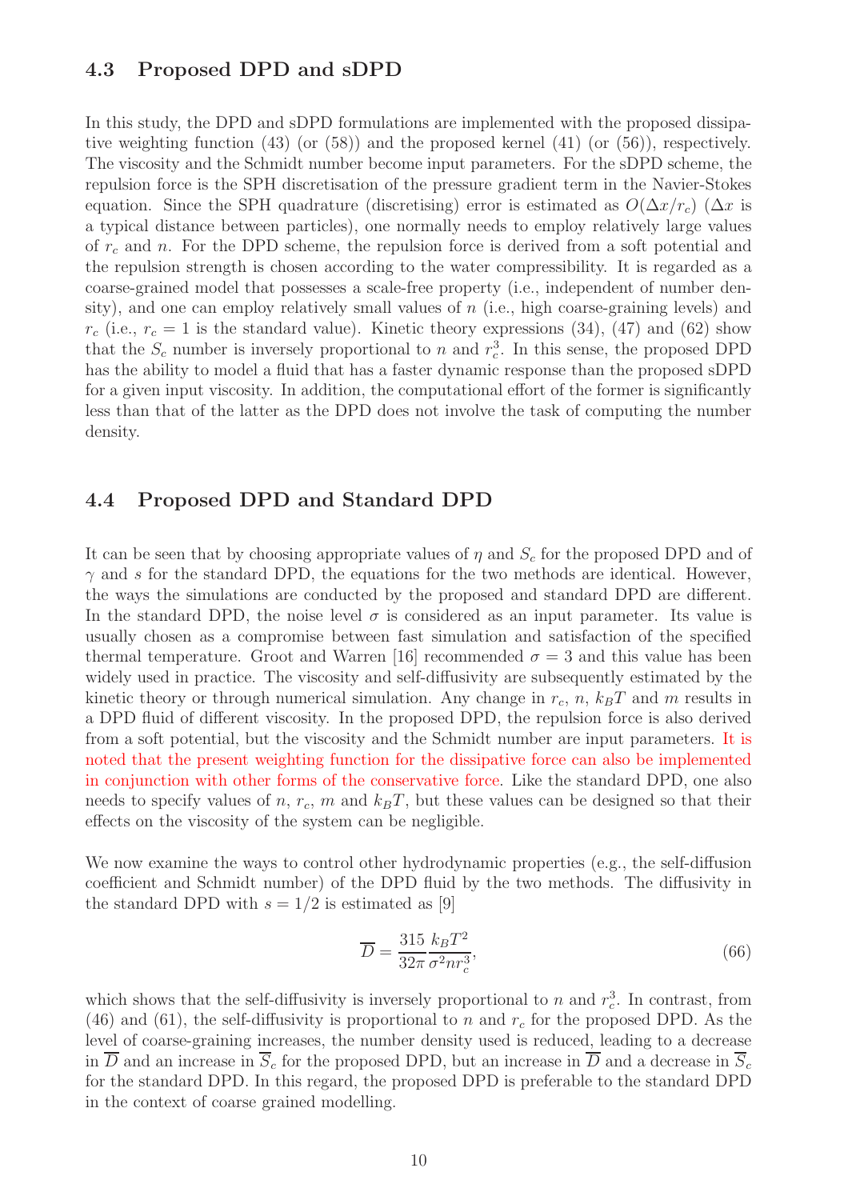## 4.3 Proposed DPD and sDPD

In this study, the DPD and sDPD formulations are implemented with the proposed dissipative weighting function (43) (or (58)) and the proposed kernel (41) (or (56)), respectively. The viscosity and the Schmidt number become input parameters. For the sDPD scheme, the repulsion force is the SPH discretisation of the pressure gradient term in the Navier-Stokes equation. Since the SPH quadrature (discretising) error is estimated as $O(\Delta x/r_c)$ ($\Delta x$ is a typical distance between particles), one normally needs to employ relatively large values of $r_c$ and $n$. For the DPD scheme, the repulsion force is derived from a soft potential and the repulsion strength is chosen according to the water compressibility. It is regarded as a coarse-grained model that possesses a scale-free property (i.e., independent of number density), and one can employ relatively small values of $n$ (i.e., high coarse-graining levels) and $r_c$ (i.e., $r_c = 1$ is the standard value). Kinetic theory expressions (34), (47) and (62) show that the $S_c$ number is inversely proportional to $n$ and $r_c^3$. In this sense, the proposed DPD has the ability to model a fluid that has a faster dynamic response than the proposed sDPD for a given input viscosity. In addition, the computational effort of the former is significantly less than that of the latter as the DPD does not involve the task of computing the number density.

## 4.4 Proposed DPD and Standard DPD

It can be seen that by choosing appropriate values of $\eta$ and $S_c$ for the proposed DPD and of $\gamma$ and $s$ for the standard DPD, the equations for the two methods are identical. However, the ways the simulations are conducted by the proposed and standard DPD are different. In the standard DPD, the noise level $\sigma$ is considered as an input parameter. Its value is usually chosen as a compromise between fast simulation and satisfaction of the specified thermal temperature. Groot and Warren [16] recommended $\sigma = 3$ and this value has been widely used in practice. The viscosity and self-diffusivity are subsequently estimated by the kinetic theory or through numerical simulation. Any change in $r_c$, $n$, $k_BT$ and $m$ results in a DPD fluid of different viscosity. In the proposed DPD, the repulsion force is also derived from a soft potential, but the viscosity and the Schmidt number are input parameters. It is noted that the present weighting function for the dissipative force can also be implemented in conjunction with other forms of the conservative force. Like the standard DPD, one also needs to specify values of $n$, $r_c$, $m$ and $k_BT$, but these values can be designed so that their effects on the viscosity of the system can be negligible.

We now examine the ways to control other hydrodynamic properties (e.g., the self-diffusion coefficient and Schmidt number) of the DPD fluid by the two methods. The diffusivity in the standard DPD with $s = 1/2$ is estimated as [9]

$$\overline{D} = \frac{315}{32\pi}\frac{k_BT^2}{\sigma^2 n r_c^3}, \tag{66}$$

which shows that the self-diffusivity is inversely proportional to $n$ and $r_c^3$. In contrast, from (46) and (61), the self-diffusivity is proportional to $n$ and $r_c$ for the proposed DPD. As the level of coarse-graining increases, the number density used is reduced, leading to a decrease in $\overline{D}$ and an increase in $\overline{S}_c$ for the proposed DPD, but an increase in $\overline{D}$ and a decrease in $\overline{S}_c$ for the standard DPD. In this regard, the proposed DPD is preferable to the standard DPD in the context of coarse grained modelling.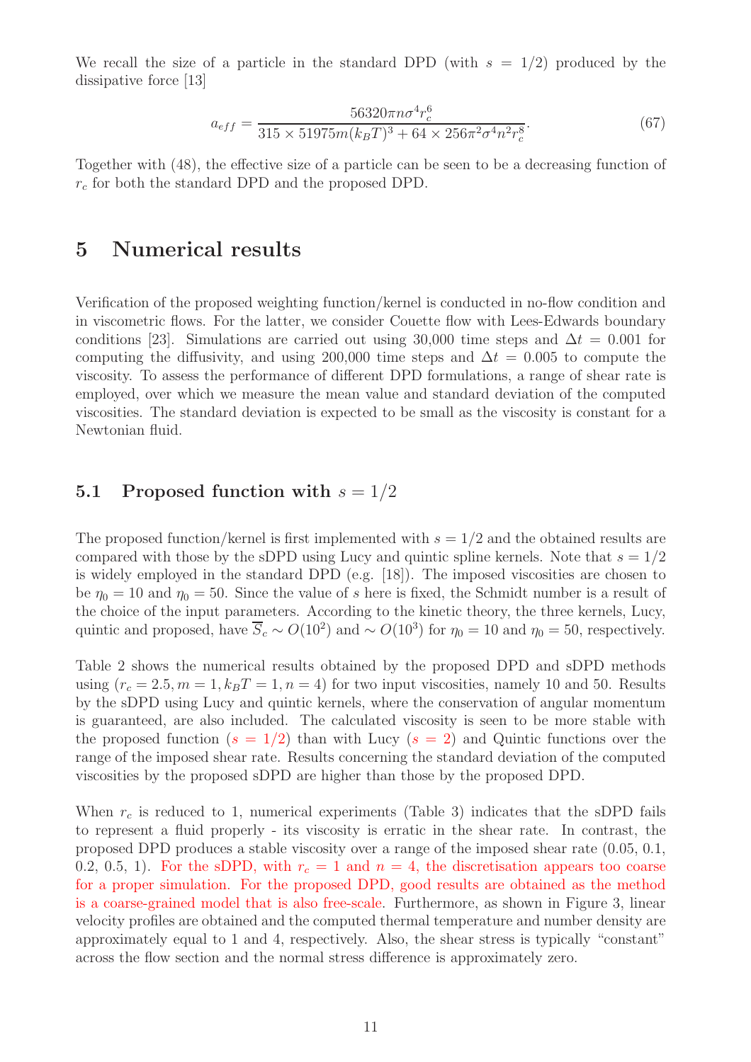We recall the size of a particle in the standard DPD (with $s = 1/2$) produced by the dissipative force [13]

$$a_{eff} = \frac{56320\pi n \sigma^4 r_c^6}{315 \times 51975 m (k_B T)^3 + 64 \times 256 \pi^2 \sigma^4 n^2 r_c^8}. \tag{67}$$

Together with (48), the effective size of a particle can be seen to be a decreasing function of $r_c$ for both the standard DPD and the proposed DPD.

## 5 Numerical results

Verification of the proposed weighting function/kernel is conducted in no-flow condition and in viscometric flows. For the latter, we consider Couette flow with Lees-Edwards boundary conditions [23]. Simulations are carried out using 30,000 time steps and $\Delta t = 0.001$ for computing the diffusivity, and using 200,000 time steps and $\Delta t = 0.005$ to compute the viscosity. To assess the performance of different DPD formulations, a range of shear rate is employed, over which we measure the mean value and standard deviation of the computed viscosities. The standard deviation is expected to be small as the viscosity is constant for a Newtonian fluid.

### 5.1 Proposed function with $s = 1/2$

The proposed function/kernel is first implemented with $s = 1/2$ and the obtained results are compared with those by the sDPD using Lucy and quintic spline kernels. Note that $s = 1/2$ is widely employed in the standard DPD (e.g. [18]). The imposed viscosities are chosen to be $\eta_0 = 10$ and $\eta_0 = 50$. Since the value of $s$ here is fixed, the Schmidt number is a result of the choice of the input parameters. According to the kinetic theory, the three kernels, Lucy, quintic and proposed, have $\overline{S}_c \sim O(10^2)$ and $\sim O(10^3)$ for $\eta_0 = 10$ and $\eta_0 = 50$, respectively.

Table 2 shows the numerical results obtained by the proposed DPD and sDPD methods using ($r_c = 2.5, m = 1, k_B T = 1, n = 4$) for two input viscosities, namely 10 and 50. Results by the sDPD using Lucy and quintic kernels, where the conservation of angular momentum is guaranteed, are also included. The calculated viscosity is seen to be more stable with the proposed function ($s = 1/2$) than with Lucy ($s = 2$) and Quintic functions over the range of the imposed shear rate. Results concerning the standard deviation of the computed viscosities by the proposed sDPD are higher than those by the proposed DPD.

When $r_c$ is reduced to 1, numerical experiments (Table 3) indicates that the sDPD fails to represent a fluid properly - its viscosity is erratic in the shear rate. In contrast, the proposed DPD produces a stable viscosity over a range of the imposed shear rate (0.05, 0.1, 0.2, 0.5, 1). For the sDPD, with $r_c = 1$ and $n = 4$, the discretisation appears too coarse for a proper simulation. For the proposed DPD, good results are obtained as the method is a coarse-grained model that is also free-scale. Furthermore, as shown in Figure 3, linear velocity profiles are obtained and the computed thermal temperature and number density are approximately equal to 1 and 4, respectively. Also, the shear stress is typically "constant" across the flow section and the normal stress difference is approximately zero.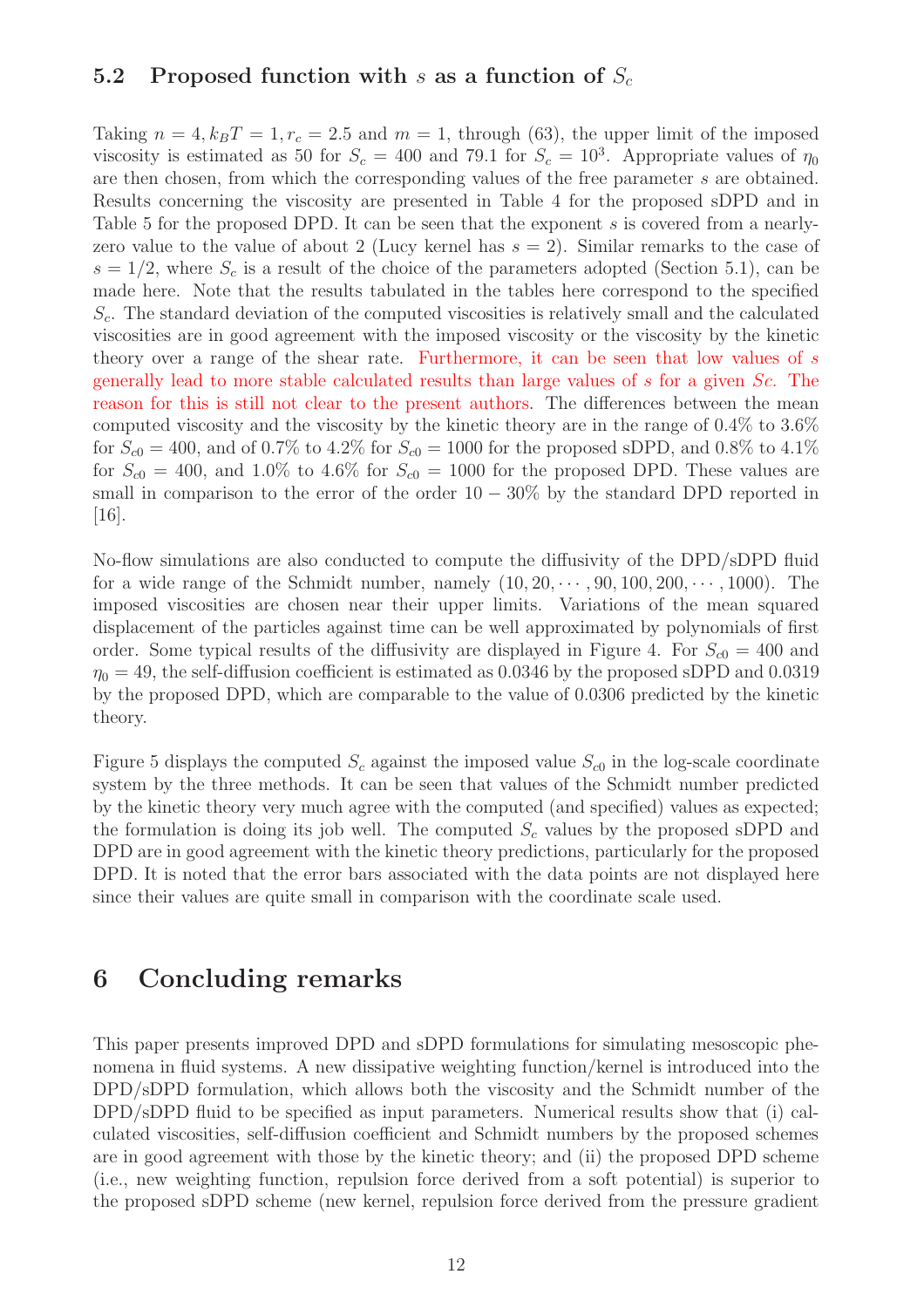### 5.2 Proposed function with $s$ as a function of $S_c$

Taking $n = 4, k_BT = 1, r_c = 2.5$ and $m = 1$, through (63), the upper limit of the imposed viscosity is estimated as 50 for $S_c = 400$ and 79.1 for $S_c = 10^3$. Appropriate values of $\eta_0$ are then chosen, from which the corresponding values of the free parameter $s$ are obtained. Results concerning the viscosity are presented in Table 4 for the proposed sDPD and in Table 5 for the proposed DPD. It can be seen that the exponent $s$ is covered from a nearly-zero value to the value of about 2 (Lucy kernel has $s = 2$). Similar remarks to the case of $s = 1/2$, where $S_c$ is a result of the choice of the parameters adopted (Section 5.1), can be made here. Note that the results tabulated in the tables here correspond to the specified $S_c$. The standard deviation of the computed viscosities is relatively small and the calculated viscosities are in good agreement with the imposed viscosity or the viscosity by the kinetic theory over a range of the shear rate. Furthermore, it can be seen that low values of $s$ generally lead to more stable calculated results than large values of $s$ for a given $Sc$. The reason for this is still not clear to the present authors. The differences between the mean computed viscosity and the viscosity by the kinetic theory are in the range of 0.4% to 3.6% for $S_{c0} = 400$, and of 0.7% to 4.2% for $S_{c0} = 1000$ for the proposed sDPD, and 0.8% to 4.1% for $S_{c0} = 400$, and 1.0% to 4.6% for $S_{c0} = 1000$ for the proposed DPD. These values are small in comparison to the error of the order $10 - 30\%$ by the standard DPD reported in [16].

No-flow simulations are also conducted to compute the diffusivity of the DPD/sDPD fluid for a wide range of the Schmidt number, namely $(10, 20, \cdots, 90, 100, 200, \cdots, 1000)$. The imposed viscosities are chosen near their upper limits. Variations of the mean squared displacement of the particles against time can be well approximated by polynomials of first order. Some typical results of the diffusivity are displayed in Figure 4. For $S_{c0} = 400$ and $\eta_0 = 49$, the self-diffusion coefficient is estimated as 0.0346 by the proposed sDPD and 0.0319 by the proposed DPD, which are comparable to the value of 0.0306 predicted by the kinetic theory.

Figure 5 displays the computed $S_c$ against the imposed value $S_{c0}$ in the log-scale coordinate system by the three methods. It can be seen that values of the Schmidt number predicted by the kinetic theory very much agree with the computed (and specified) values as expected; the formulation is doing its job well. The computed $S_c$ values by the proposed sDPD and DPD are in good agreement with the kinetic theory predictions, particularly for the proposed DPD. It is noted that the error bars associated with the data points are not displayed here since their values are quite small in comparison with the coordinate scale used.

## 6 Concluding remarks

This paper presents improved DPD and sDPD formulations for simulating mesoscopic phenomena in fluid systems. A new dissipative weighting function/kernel is introduced into the DPD/sDPD formulation, which allows both the viscosity and the Schmidt number of the DPD/sDPD fluid to be specified as input parameters. Numerical results show that (i) calculated viscosities, self-diffusion coefficient and Schmidt numbers by the proposed schemes are in good agreement with those by the kinetic theory; and (ii) the proposed DPD scheme (i.e., new weighting function, repulsion force derived from a soft potential) is superior to the proposed sDPD scheme (new kernel, repulsion force derived from the pressure gradient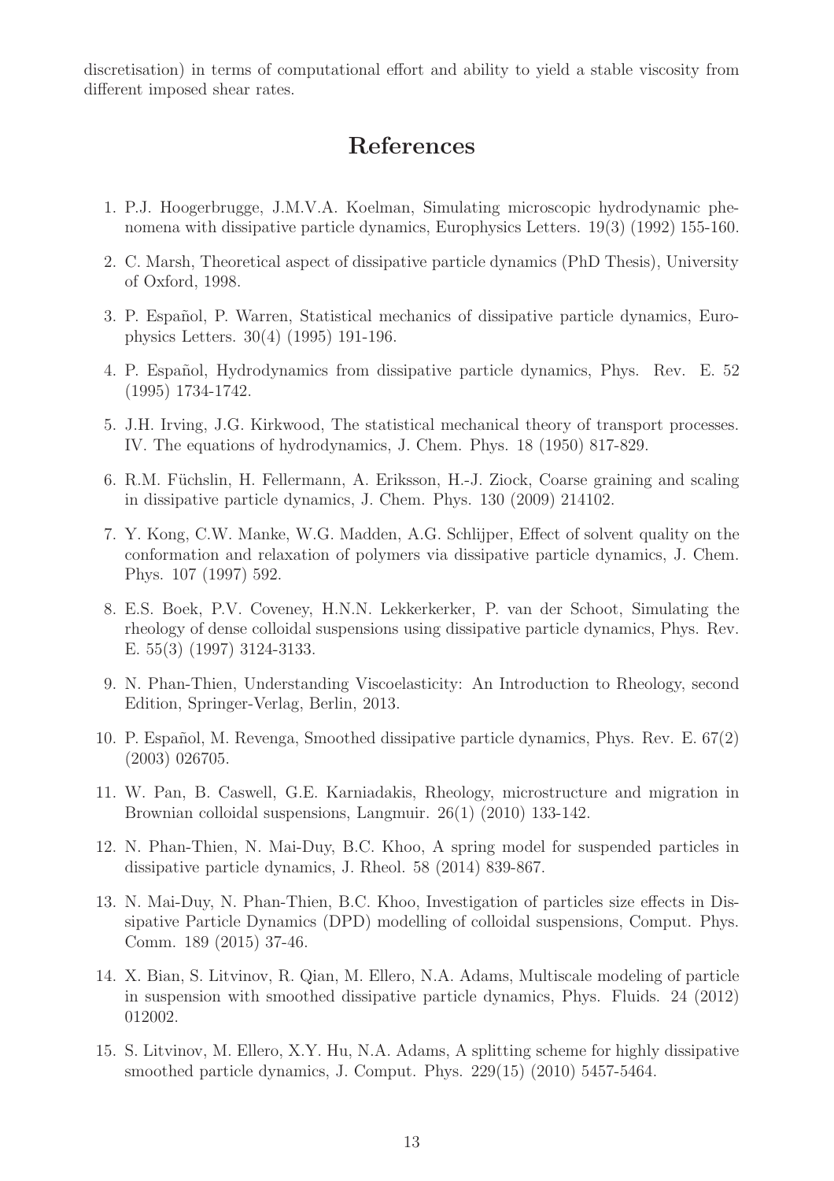discretisation) in terms of computational effort and ability to yield a stable viscosity from different imposed shear rates.

# References

1. P.J. Hoogerbrugge, J.M.V.A. Koelman, Simulating microscopic hydrodynamic phenomena with dissipative particle dynamics, Europhysics Letters. 19(3) (1992) 155-160.

2. C. Marsh, Theoretical aspect of dissipative particle dynamics (PhD Thesis), University of Oxford, 1998.

3. P. Español, P. Warren, Statistical mechanics of dissipative particle dynamics, Europhysics Letters. 30(4) (1995) 191-196.

4. P. Español, Hydrodynamics from dissipative particle dynamics, Phys. Rev. E. 52 (1995) 1734-1742.

5. J.H. Irving, J.G. Kirkwood, The statistical mechanical theory of transport processes. IV. The equations of hydrodynamics, J. Chem. Phys. 18 (1950) 817-829.

6. R.M. Füchslin, H. Fellermann, A. Eriksson, H.-J. Ziock, Coarse graining and scaling in dissipative particle dynamics, J. Chem. Phys. 130 (2009) 214102.

7. Y. Kong, C.W. Manke, W.G. Madden, A.G. Schlijper, Effect of solvent quality on the conformation and relaxation of polymers via dissipative particle dynamics, J. Chem. Phys. 107 (1997) 592.

8. E.S. Boek, P.V. Coveney, H.N.N. Lekkerkerker, P. van der Schoot, Simulating the rheology of dense colloidal suspensions using dissipative particle dynamics, Phys. Rev. E. 55(3) (1997) 3124-3133.

9. N. Phan-Thien, Understanding Viscoelasticity: An Introduction to Rheology, second Edition, Springer-Verlag, Berlin, 2013.

10. P. Español, M. Revenga, Smoothed dissipative particle dynamics, Phys. Rev. E. 67(2) (2003) 026705.

11. W. Pan, B. Caswell, G.E. Karniadakis, Rheology, microstructure and migration in Brownian colloidal suspensions, Langmuir. 26(1) (2010) 133-142.

12. N. Phan-Thien, N. Mai-Duy, B.C. Khoo, A spring model for suspended particles in dissipative particle dynamics, J. Rheol. 58 (2014) 839-867.

13. N. Mai-Duy, N. Phan-Thien, B.C. Khoo, Investigation of particles size effects in Dissipative Particle Dynamics (DPD) modelling of colloidal suspensions, Comput. Phys. Comm. 189 (2015) 37-46.

14. X. Bian, S. Litvinov, R. Qian, M. Ellero, N.A. Adams, Multiscale modeling of particle in suspension with smoothed dissipative particle dynamics, Phys. Fluids. 24 (2012) 012002.

15. S. Litvinov, M. Ellero, X.Y. Hu, N.A. Adams, A splitting scheme for highly dissipative smoothed particle dynamics, J. Comput. Phys. 229(15) (2010) 5457-5464.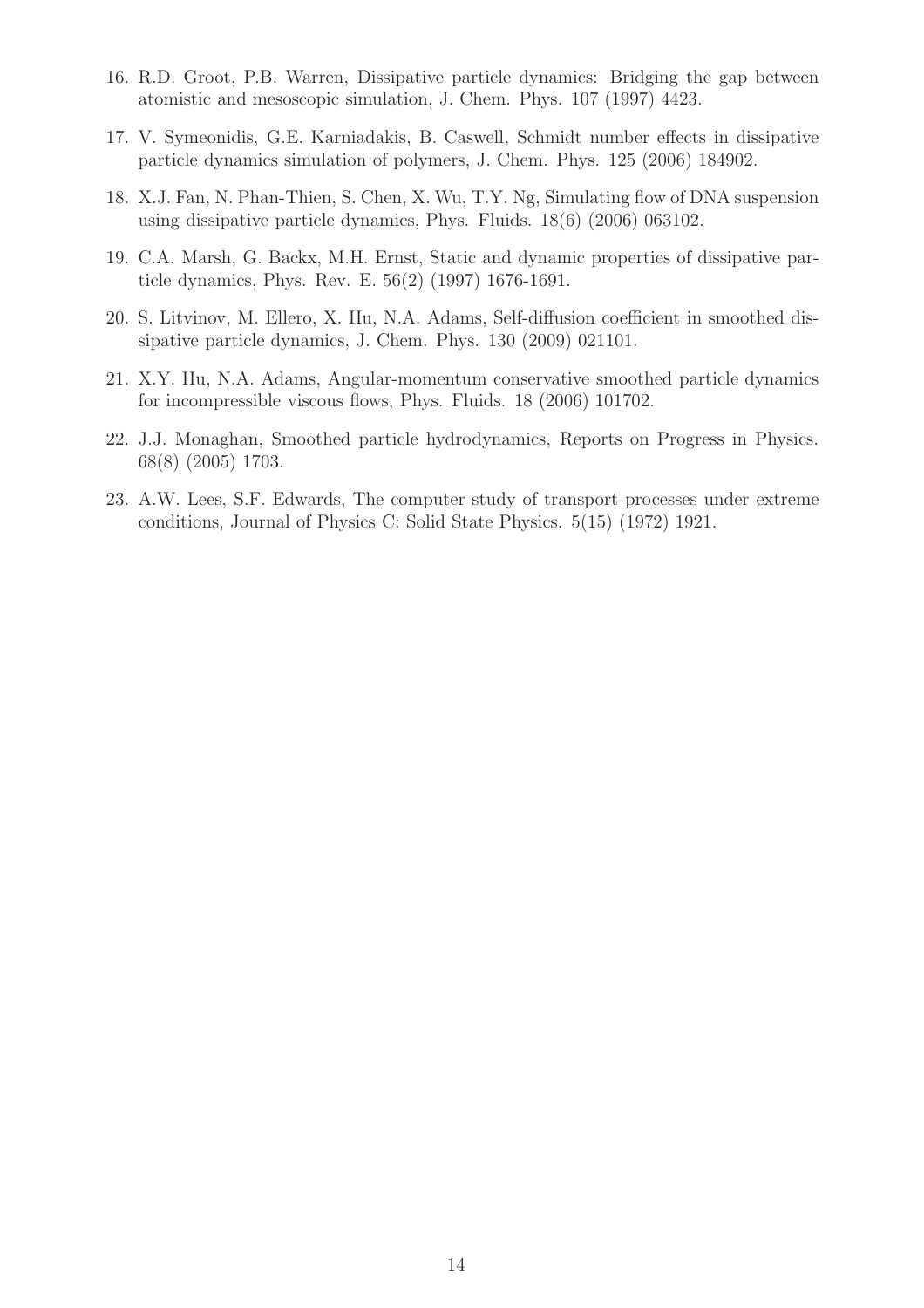16. R.D. Groot, P.B. Warren, Dissipative particle dynamics: Bridging the gap between atomistic and mesoscopic simulation, J. Chem. Phys. 107 (1997) 4423.

17. V. Symeonidis, G.E. Karniadakis, B. Caswell, Schmidt number effects in dissipative particle dynamics simulation of polymers, J. Chem. Phys. 125 (2006) 184902.

18. X.J. Fan, N. Phan-Thien, S. Chen, X. Wu, T.Y. Ng, Simulating flow of DNA suspension using dissipative particle dynamics, Phys. Fluids. 18(6) (2006) 063102.

19. C.A. Marsh, G. Backx, M.H. Ernst, Static and dynamic properties of dissipative particle dynamics, Phys. Rev. E. 56(2) (1997) 1676-1691.

20. S. Litvinov, M. Ellero, X. Hu, N.A. Adams, Self-diffusion coefficient in smoothed dissipative particle dynamics, J. Chem. Phys. 130 (2009) 021101.

21. X.Y. Hu, N.A. Adams, Angular-momentum conservative smoothed particle dynamics for incompressible viscous flows, Phys. Fluids. 18 (2006) 101702.

22. J.J. Monaghan, Smoothed particle hydrodynamics, Reports on Progress in Physics. 68(8) (2005) 1703.

23. A.W. Lees, S.F. Edwards, The computer study of transport processes under extreme conditions, Journal of Physics C: Solid State Physics. 5(15) (1972) 1921.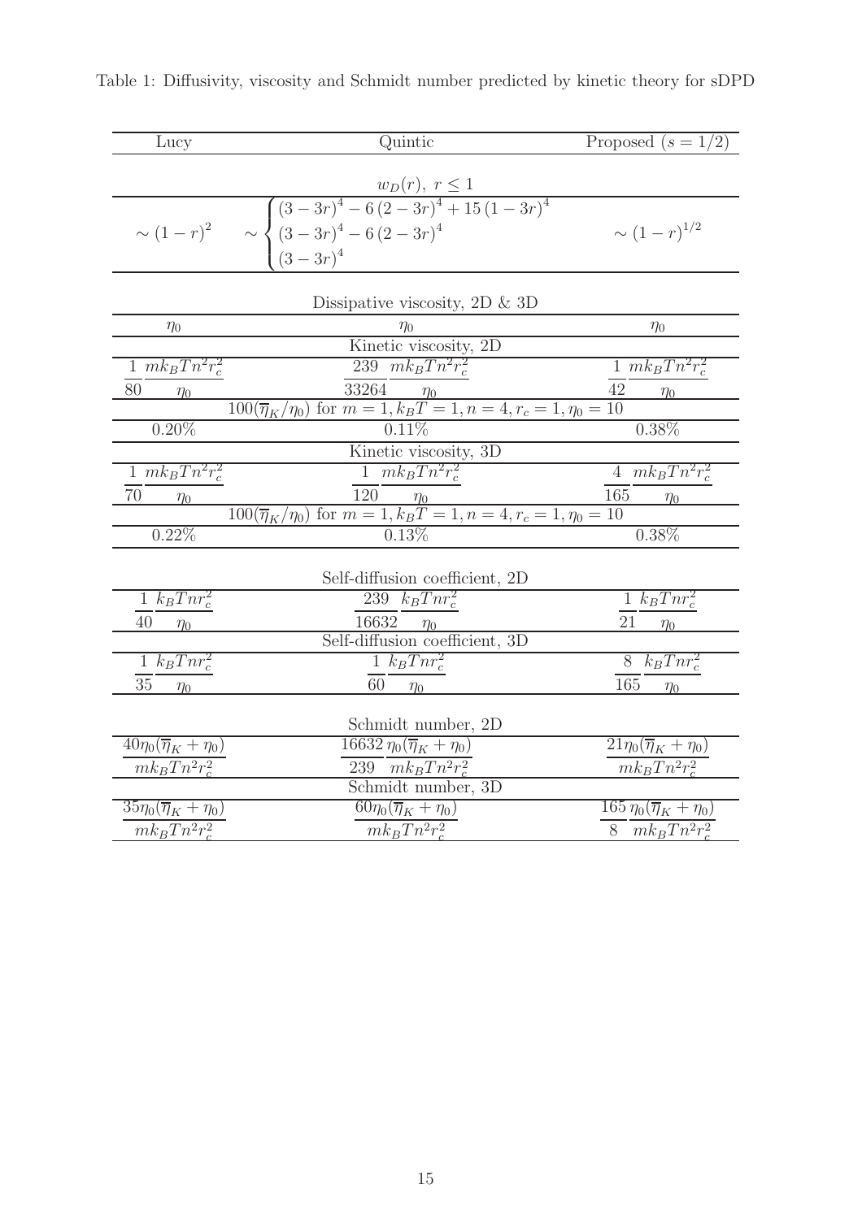Table 1: Diffusivity, viscosity and Schmidt number predicted by kinetic theory for sDPD

| Lucy | Quintic | Proposed ($s = 1/2$) |
|---|---|---|
| | $w_D(r),\ r \leq 1$ | |
| $\sim (1-r)^2$ | $\sim \begin{cases} (3-3r)^4 - 6(2-3r)^4 + 15(1-3r)^4 \\ (3-3r)^4 - 6(2-3r)^4 \\ (3-3r)^4 \end{cases}$ | $\sim (1-r)^{1/2}$ |
| | Dissipative viscosity, 2D & 3D | |
| $\eta_0$ | $\eta_0$ | $\eta_0$ |
| | Kinetic viscosity, 2D | |
| $\frac{1}{80}\frac{mk_BTn^2r_c^2}{\eta_0}$ | $\frac{239}{33264}\frac{mk_BTn^2r_c^2}{\eta_0}$ | $\frac{1}{42}\frac{mk_BTn^2r_c^2}{\eta_0}$ |
| | $100(\overline{\eta}_K/\eta_0)$ for $m=1, k_BT=1, n=4, r_c=1, \eta_0=10$ | |
| 0.20% | 0.11% | 0.38% |
| | Kinetic viscosity, 3D | |
| $\frac{1}{70}\frac{mk_BTn^2r_c^2}{\eta_0}$ | $\frac{1}{120}\frac{mk_BTn^2r_c^2}{\eta_0}$ | $\frac{4}{165}\frac{mk_BTn^2r_c^2}{\eta_0}$ |
| | $100(\overline{\eta}_K/\eta_0)$ for $m=1, k_BT=1, n=4, r_c=1, \eta_0=10$ | |
| 0.22% | 0.13% | 0.38% |
| | Self-diffusion coefficient, 2D | |
| $\frac{1}{40}\frac{k_BTnr_c^2}{\eta_0}$ | $\frac{239}{16632}\frac{k_BTnr_c^2}{\eta_0}$ | $\frac{1}{21}\frac{k_BTnr_c^2}{\eta_0}$ |
| | Self-diffusion coefficient, 3D | |
| $\frac{1}{35}\frac{k_BTnr_c^2}{\eta_0}$ | $\frac{1}{60}\frac{k_BTnr_c^2}{\eta_0}$ | $\frac{8}{165}\frac{k_BTnr_c^2}{\eta_0}$ |
| | Schmidt number, 2D | |
| $\frac{40\eta_0(\overline{\eta}_K+\eta_0)}{mk_BTn^2r_c^2}$ | $\frac{16632}{239}\frac{\eta_0(\overline{\eta}_K+\eta_0)}{mk_BTn^2r_c^2}$ | $\frac{21\eta_0(\overline{\eta}_K+\eta_0)}{mk_BTn^2r_c^2}$ |
| | Schmidt number, 3D | |
| $\frac{35\eta_0(\overline{\eta}_K+\eta_0)}{mk_BTn^2r_c^2}$ | $\frac{60\eta_0(\overline{\eta}_K+\eta_0)}{mk_BTn^2r_c^2}$ | $\frac{165}{8}\frac{\eta_0(\overline{\eta}_K+\eta_0)}{mk_BTn^2r_c^2}$ |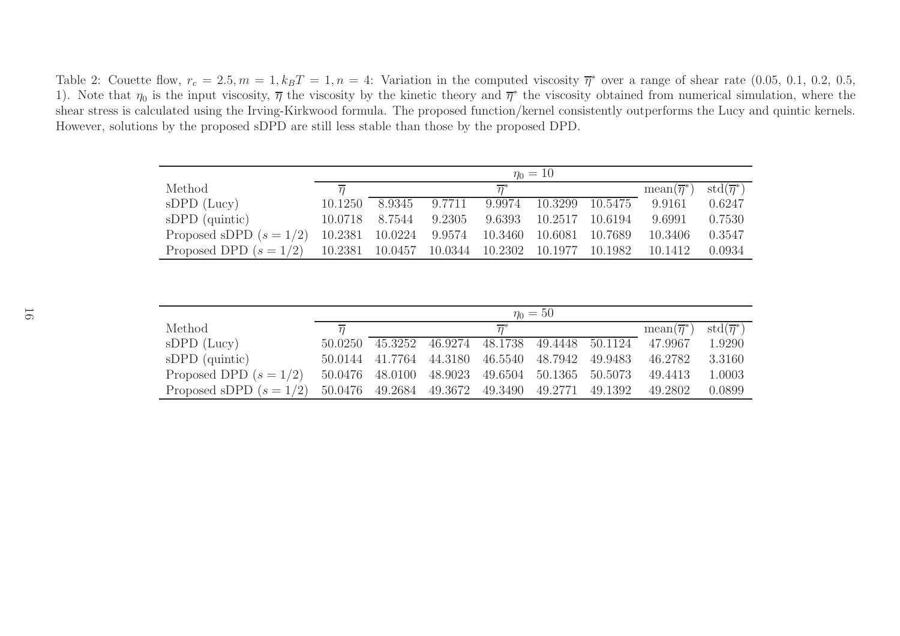Table 2: Couette flow, $r_c = 2.5, m = 1, k_BT = 1, n = 4$: Variation in the computed viscosity $\overline{\eta}^*$ over a range of shear rate (0.05, 0.1, 0.2, 0.5, 1). Note that $\eta_0$ is the input viscosity, $\overline{\eta}$ the viscosity by the kinetic theory and $\overline{\eta}^*$ the viscosity obtained from numerical simulation, where the shear stress is calculated using the Irving-Kirkwood formula. The proposed function/kernel consistently outperforms the Lucy and quintic kernels. However, solutions by the proposed sDPD are still less stable than those by the proposed DPD.

| | $\eta_0 = 10$ | | | | | | | |
|---|---|---|---|---|---|---|---|---|
| Method | $\overline{\eta}$ | $\overline{\eta}^*$ | | | | | mean($\overline{\eta}^*$) | std($\overline{\eta}^*$) |
| sDPD (Lucy) | 10.1250 | 8.9345 | 9.7711 | 9.9974 | 10.3299 | 10.5475 | 9.9161 | 0.6247 |
| sDPD (quintic) | 10.0718 | 8.7544 | 9.2305 | 9.6393 | 10.2517 | 10.6194 | 9.6991 | 0.7530 |
| Proposed sDPD ($s = 1/2$) | 10.2381 | 10.0224 | 9.9574 | 10.3460 | 10.6081 | 10.7689 | 10.3406 | 0.3547 |
| Proposed DPD ($s = 1/2$) | 10.2381 | 10.0457 | 10.0344 | 10.2302 | 10.1977 | 10.1982 | 10.1412 | 0.0934 |

| | $\eta_0 = 50$ | | | | | | | |
|---|---|---|---|---|---|---|---|---|
| Method | $\overline{\eta}$ | $\overline{\eta}^*$ | | | | | mean($\overline{\eta}^*$) | std($\overline{\eta}^*$) |
| sDPD (Lucy) | 50.0250 | 45.3252 | 46.9274 | 48.1738 | 49.4448 | 50.1124 | 47.9967 | 1.9290 |
| sDPD (quintic) | 50.0144 | 41.7764 | 44.3180 | 46.5540 | 48.7942 | 49.9483 | 46.2782 | 3.3160 |
| Proposed DPD ($s = 1/2$) | 50.0476 | 48.0100 | 48.9023 | 49.6504 | 50.1365 | 50.5073 | 49.4413 | 1.0003 |
| Proposed sDPD ($s = 1/2$) | 50.0476 | 49.2684 | 49.3672 | 49.3490 | 49.2771 | 49.1392 | 49.2802 | 0.0899 |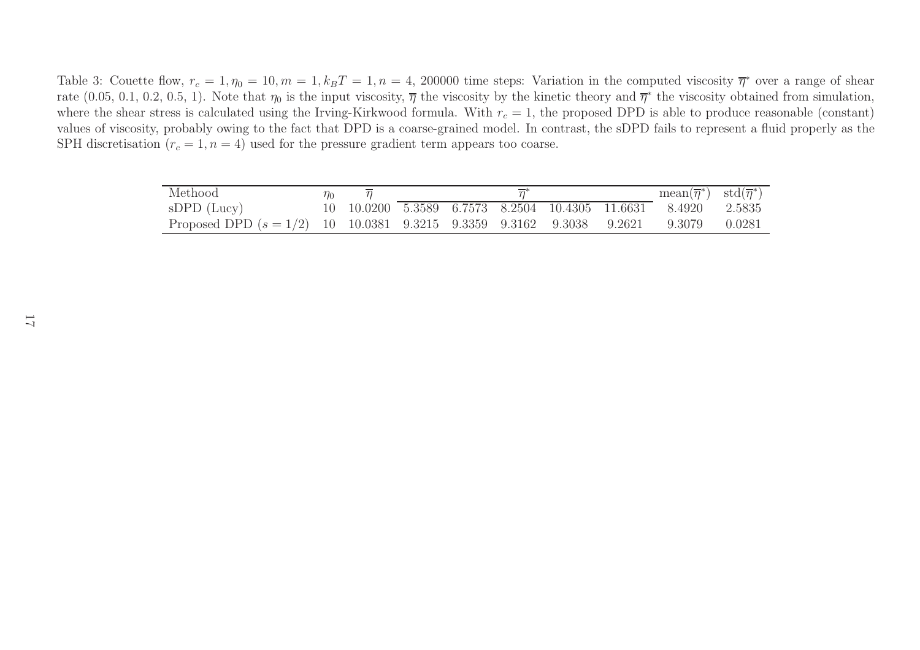Table 3: Couette flow, $r_c = 1, \eta_0 = 10, m = 1, k_BT = 1, n = 4$, 200000 time steps: Variation in the computed viscosity $\overline{\eta}^*$ over a range of shear rate (0.05, 0.1, 0.2, 0.5, 1). Note that $\eta_0$ is the input viscosity, $\overline{\eta}$ the viscosity by the kinetic theory and $\overline{\eta}^*$ the viscosity obtained from simulation, where the shear stress is calculated using the Irving-Kirkwood formula. With $r_c = 1$, the proposed DPD is able to produce reasonable (constant) values of viscosity, probably owing to the fact that DPD is a coarse-grained model. In contrast, the sDPD fails to represent a fluid properly as the SPH discretisation ($r_c = 1, n = 4$) used for the pressure gradient term appears too coarse.

| Methood | $\eta_0$ | $\overline{\eta}$ | $\overline{\eta}^*$ | | | | | mean($\overline{\eta}^*$) | std($\overline{\eta}^*$) |
|---|---|---|---|---|---|---|---|---|---|
| sDPD (Lucy) | 10 | 10.0200 | 5.3589 | 6.7573 | 8.2504 | 10.4305 | 11.6631 | 8.4920 | 2.5835 |
| Proposed DPD ($s = 1/2$) | 10 | 10.0381 | 9.3215 | 9.3359 | 9.3162 | 9.3038 | 9.2621 | 9.3079 | 0.0281 |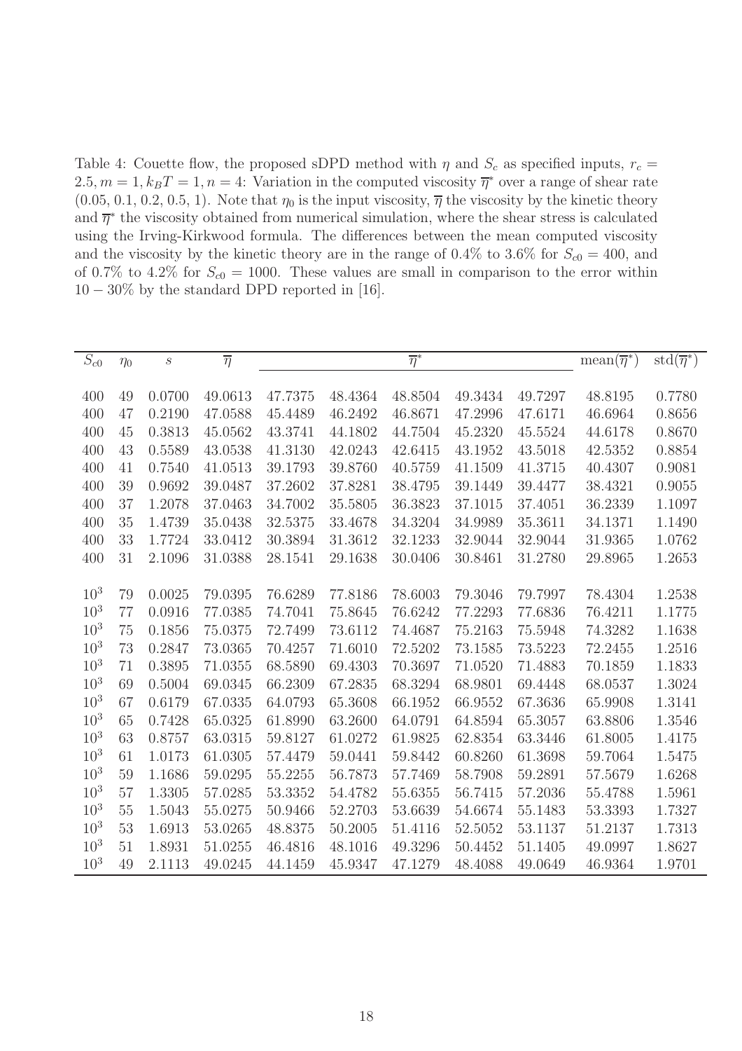Table 4: Couette flow, the proposed sDPD method with $\eta$ and $S_c$ as specified inputs, $r_c = 2.5, m = 1, k_BT = 1, n = 4$: Variation in the computed viscosity $\overline{\eta}^*$ over a range of shear rate (0.05, 0.1, 0.2, 0.5, 1). Note that $\eta_0$ is the input viscosity, $\overline{\eta}$ the viscosity by the kinetic theory and $\overline{\eta}^*$ the viscosity obtained from numerical simulation, where the shear stress is calculated using the Irving-Kirkwood formula. The differences between the mean computed viscosity and the viscosity by the kinetic theory are in the range of 0.4% to 3.6% for $S_{c0} = 400$, and of 0.7% to 4.2% for $S_{c0} = 1000$. These values are small in comparison to the error within $10 - 30\%$ by the standard DPD reported in [16].

| $S_{c0}$ | $\eta_0$ | $s$ | $\overline{\eta}$ | $\overline{\eta}^*$ | | | | | mean($\overline{\eta}^*$) | std($\overline{\eta}^*$) |
|---|---|---|---|---|---|---|---|---|---|---|
| 400 | 49 | 0.0700 | 49.0613 | 47.7375 | 48.4364 | 48.8504 | 49.3434 | 49.7297 | 48.8195 | 0.7780 |
| 400 | 47 | 0.2190 | 47.0588 | 45.4489 | 46.2492 | 46.8671 | 47.2996 | 47.6171 | 46.6964 | 0.8656 |
| 400 | 45 | 0.3813 | 45.0562 | 43.3741 | 44.1802 | 44.7504 | 45.2320 | 45.5524 | 44.6178 | 0.8670 |
| 400 | 43 | 0.5589 | 43.0538 | 41.3130 | 42.0243 | 42.6415 | 43.1952 | 43.5018 | 42.5352 | 0.8854 |
| 400 | 41 | 0.7540 | 41.0513 | 39.1793 | 39.8760 | 40.5759 | 41.1509 | 41.3715 | 40.4307 | 0.9081 |
| 400 | 39 | 0.9692 | 39.0487 | 37.2602 | 37.8281 | 38.4795 | 39.1449 | 39.4477 | 38.4321 | 0.9055 |
| 400 | 37 | 1.2078 | 37.0463 | 34.7002 | 35.5805 | 36.3823 | 37.1015 | 37.4051 | 36.2339 | 1.1097 |
| 400 | 35 | 1.4739 | 35.0438 | 32.5375 | 33.4678 | 34.3204 | 34.9989 | 35.3611 | 34.1371 | 1.1490 |
| 400 | 33 | 1.7724 | 33.0412 | 30.3894 | 31.3612 | 32.1233 | 32.9044 | 32.9044 | 31.9365 | 1.0762 |
| 400 | 31 | 2.1096 | 31.0388 | 28.1541 | 29.1638 | 30.0406 | 30.8461 | 31.2780 | 29.8965 | 1.2653 |
| $10^3$ | 79 | 0.0025 | 79.0395 | 76.6289 | 77.8186 | 78.6003 | 79.3046 | 79.7997 | 78.4304 | 1.2538 |
| $10^3$ | 77 | 0.0916 | 77.0385 | 74.7041 | 75.8645 | 76.6242 | 77.2293 | 77.6836 | 76.4211 | 1.1775 |
| $10^3$ | 75 | 0.1856 | 75.0375 | 72.7499 | 73.6112 | 74.4687 | 75.2163 | 75.5948 | 74.3282 | 1.1638 |
| $10^3$ | 73 | 0.2847 | 73.0365 | 70.4257 | 71.6010 | 72.5202 | 73.1585 | 73.5223 | 72.2455 | 1.2516 |
| $10^3$ | 71 | 0.3895 | 71.0355 | 68.5890 | 69.4303 | 70.3697 | 71.0520 | 71.4883 | 70.1859 | 1.1833 |
| $10^3$ | 69 | 0.5004 | 69.0345 | 66.2309 | 67.2835 | 68.3294 | 68.9801 | 69.4448 | 68.0537 | 1.3024 |
| $10^3$ | 67 | 0.6179 | 67.0335 | 64.0793 | 65.3608 | 66.1952 | 66.9552 | 67.3636 | 65.9908 | 1.3141 |
| $10^3$ | 65 | 0.7428 | 65.0325 | 61.8990 | 63.2600 | 64.0791 | 64.8594 | 65.3057 | 63.8806 | 1.3546 |
| $10^3$ | 63 | 0.8757 | 63.0315 | 59.8127 | 61.0272 | 61.9825 | 62.8354 | 63.3446 | 61.8005 | 1.4175 |
| $10^3$ | 61 | 1.0173 | 61.0305 | 57.4479 | 59.0441 | 59.8442 | 60.8260 | 61.3698 | 59.7064 | 1.5475 |
| $10^3$ | 59 | 1.1686 | 59.0295 | 55.2255 | 56.7873 | 57.7469 | 58.7908 | 59.2891 | 57.5679 | 1.6268 |
| $10^3$ | 57 | 1.3305 | 57.0285 | 53.3352 | 54.4782 | 55.6355 | 56.7415 | 57.2036 | 55.4788 | 1.5961 |
| $10^3$ | 55 | 1.5043 | 55.0275 | 50.9466 | 52.2703 | 53.6639 | 54.6674 | 55.1483 | 53.3393 | 1.7327 |
| $10^3$ | 53 | 1.6913 | 53.0265 | 48.8375 | 50.2005 | 51.4116 | 52.5052 | 53.1137 | 51.2137 | 1.7313 |
| $10^3$ | 51 | 1.8931 | 51.0255 | 46.4816 | 48.1016 | 49.3296 | 50.4452 | 51.1405 | 49.0997 | 1.8627 |
| $10^3$ | 49 | 2.1113 | 49.0245 | 44.1459 | 45.9347 | 47.1279 | 48.4088 | 49.0649 | 46.9364 | 1.9701 |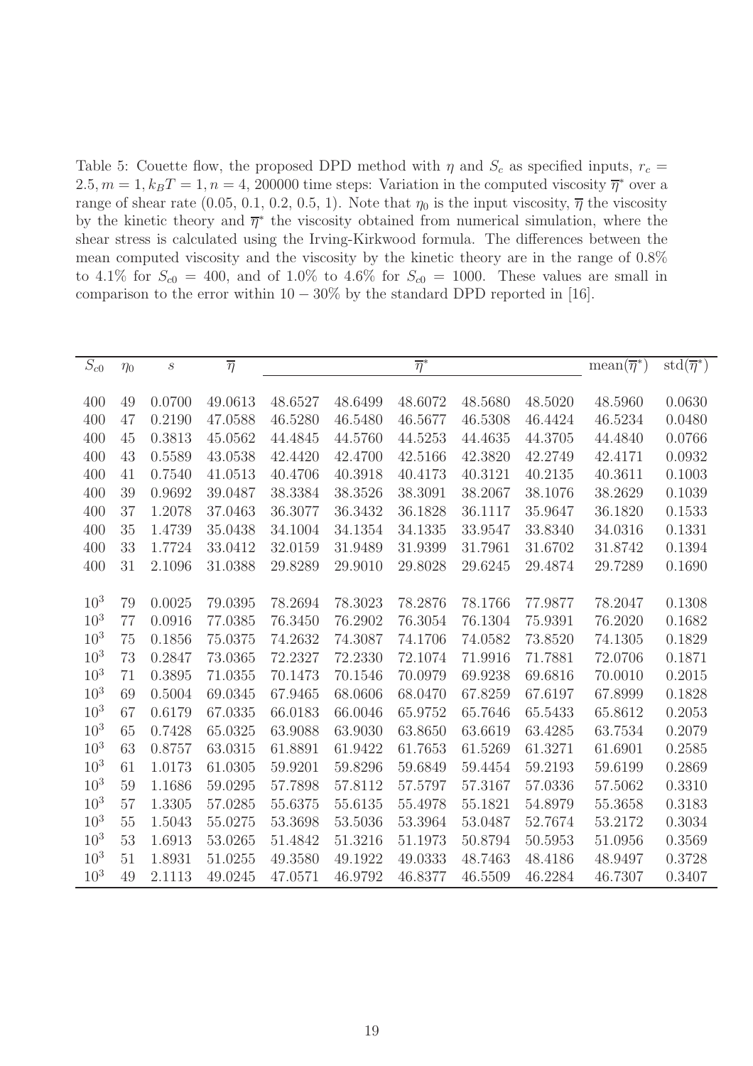Table 5: Couette flow, the proposed DPD method with $\eta$ and $S_c$ as specified inputs, $r_c = 2.5, m = 1, k_BT = 1, n = 4$, 200000 time steps: Variation in the computed viscosity $\overline{\eta}^*$ over a range of shear rate (0.05, 0.1, 0.2, 0.5, 1). Note that $\eta_0$ is the input viscosity, $\overline{\eta}$ the viscosity by the kinetic theory and $\overline{\eta}^*$ the viscosity obtained from numerical simulation, where the shear stress is calculated using the Irving-Kirkwood formula. The differences between the mean computed viscosity and the viscosity by the kinetic theory are in the range of 0.8% to 4.1% for $S_{c0} = 400$, and of 1.0% to 4.6% for $S_{c0} = 1000$. These values are small in comparison to the error within $10 - 30\%$ by the standard DPD reported in [16].

| $S_{c0}$ | $\eta_0$ | $s$ | $\overline{\eta}$ | $\overline{\eta}^*$ | | | | | mean($\overline{\eta}^*$) | std($\overline{\eta}^*$) |
|---|---|---|---|---|---|---|---|---|---|---|
| 400 | 49 | 0.0700 | 49.0613 | 48.6527 | 48.6499 | 48.6072 | 48.5680 | 48.5020 | 48.5960 | 0.0630 |
| 400 | 47 | 0.2190 | 47.0588 | 46.5280 | 46.5480 | 46.5677 | 46.5308 | 46.4424 | 46.5234 | 0.0480 |
| 400 | 45 | 0.3813 | 45.0562 | 44.4845 | 44.5760 | 44.5253 | 44.4635 | 44.3705 | 44.4840 | 0.0766 |
| 400 | 43 | 0.5589 | 43.0538 | 42.4420 | 42.4700 | 42.5166 | 42.3820 | 42.2749 | 42.4171 | 0.0932 |
| 400 | 41 | 0.7540 | 41.0513 | 40.4706 | 40.3918 | 40.4173 | 40.3121 | 40.2135 | 40.3611 | 0.1003 |
| 400 | 39 | 0.9692 | 39.0487 | 38.3384 | 38.3526 | 38.3091 | 38.2067 | 38.1076 | 38.2629 | 0.1039 |
| 400 | 37 | 1.2078 | 37.0463 | 36.3077 | 36.3432 | 36.1828 | 36.1117 | 35.9647 | 36.1820 | 0.1533 |
| 400 | 35 | 1.4739 | 35.0438 | 34.1004 | 34.1354 | 34.1335 | 33.9547 | 33.8340 | 34.0316 | 0.1331 |
| 400 | 33 | 1.7724 | 33.0412 | 32.0159 | 31.9489 | 31.9399 | 31.7961 | 31.6702 | 31.8742 | 0.1394 |
| 400 | 31 | 2.1096 | 31.0388 | 29.8289 | 29.9010 | 29.8028 | 29.6245 | 29.4874 | 29.7289 | 0.1690 |
| $10^3$ | 79 | 0.0025 | 79.0395 | 78.2694 | 78.3023 | 78.2876 | 78.1766 | 77.9877 | 78.2047 | 0.1308 |
| $10^3$ | 77 | 0.0916 | 77.0385 | 76.3450 | 76.2902 | 76.3054 | 76.1304 | 75.9391 | 76.2020 | 0.1682 |
| $10^3$ | 75 | 0.1856 | 75.0375 | 74.2632 | 74.3087 | 74.1706 | 74.0582 | 73.8520 | 74.1305 | 0.1829 |
| $10^3$ | 73 | 0.2847 | 73.0365 | 72.2327 | 72.2330 | 72.1074 | 71.9916 | 71.7881 | 72.0706 | 0.1871 |
| $10^3$ | 71 | 0.3895 | 71.0355 | 70.1473 | 70.1546 | 70.0979 | 69.9238 | 69.6816 | 70.0010 | 0.2015 |
| $10^3$ | 69 | 0.5004 | 69.0345 | 67.9465 | 68.0606 | 68.0470 | 67.8259 | 67.6197 | 67.8999 | 0.1828 |
| $10^3$ | 67 | 0.6179 | 67.0335 | 66.0183 | 66.0046 | 65.9752 | 65.7646 | 65.5433 | 65.8612 | 0.2053 |
| $10^3$ | 65 | 0.7428 | 65.0325 | 63.9088 | 63.9030 | 63.8650 | 63.6619 | 63.4285 | 63.7534 | 0.2079 |
| $10^3$ | 63 | 0.8757 | 63.0315 | 61.8891 | 61.9422 | 61.7653 | 61.5269 | 61.3271 | 61.6901 | 0.2585 |
| $10^3$ | 61 | 1.0173 | 61.0305 | 59.9201 | 59.8296 | 59.6849 | 59.4454 | 59.2193 | 59.6199 | 0.2869 |
| $10^3$ | 59 | 1.1686 | 59.0295 | 57.7898 | 57.8112 | 57.5797 | 57.3167 | 57.0336 | 57.5062 | 0.3310 |
| $10^3$ | 57 | 1.3305 | 57.0285 | 55.6375 | 55.6135 | 55.4978 | 55.1821 | 54.8979 | 55.3658 | 0.3183 |
| $10^3$ | 55 | 1.5043 | 55.0275 | 53.3698 | 53.5036 | 53.3964 | 53.0487 | 52.7674 | 53.2172 | 0.3034 |
| $10^3$ | 53 | 1.6913 | 53.0265 | 51.4842 | 51.3216 | 51.1973 | 50.8794 | 50.5953 | 51.0956 | 0.3569 |
| $10^3$ | 51 | 1.8931 | 51.0255 | 49.3580 | 49.1922 | 49.0333 | 48.7463 | 48.4186 | 48.9497 | 0.3728 |
| $10^3$ | 49 | 2.1113 | 49.0245 | 47.0571 | 46.9792 | 46.8377 | 46.5509 | 46.2284 | 46.7307 | 0.3407 |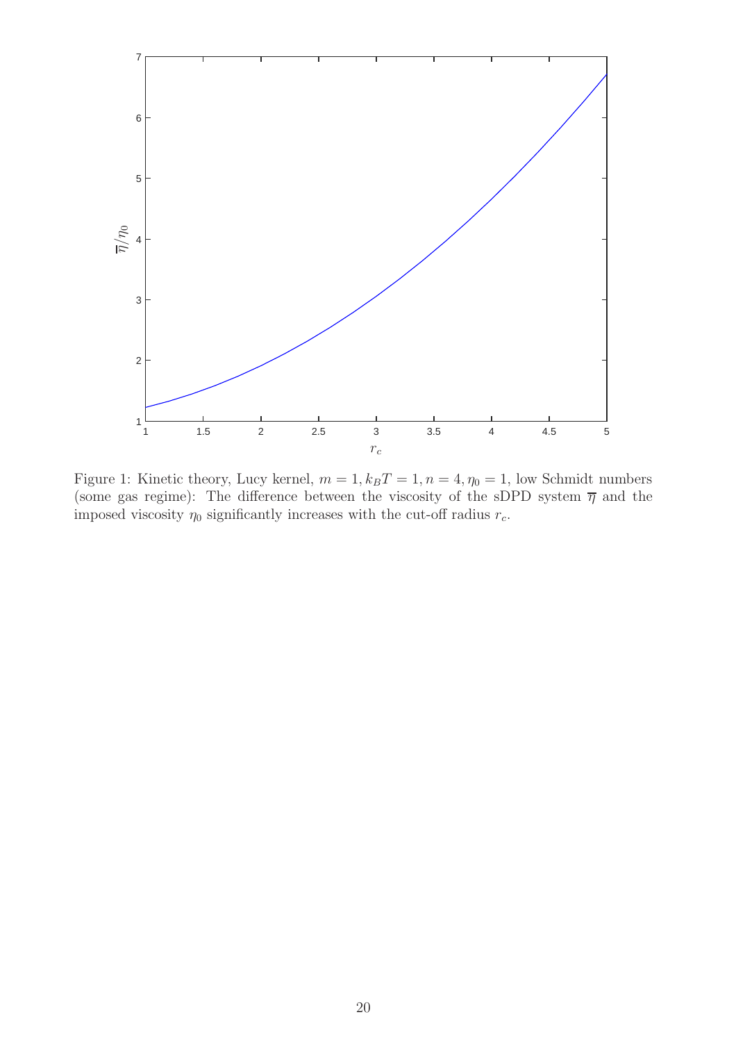Figure 1: Kinetic theory, Lucy kernel, $m = 1, k_B T = 1, n = 4, \eta_0 = 1$, low Schmidt numbers (some gas regime): The difference between the viscosity of the sDPD system $\overline{\eta}$ and the imposed viscosity $\eta_0$ significantly increases with the cut-off radius $r_c$.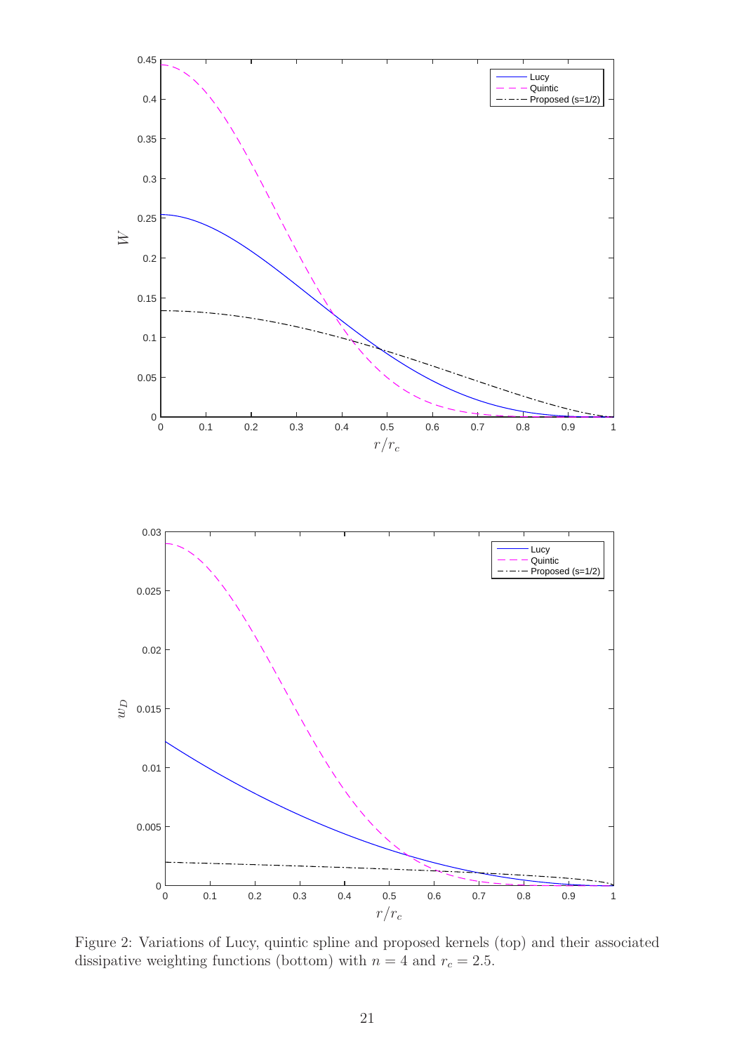Figure 2: Variations of Lucy, quintic spline and proposed kernels (top) and their associated dissipative weighting functions (bottom) with $n = 4$ and $r_c = 2.5$.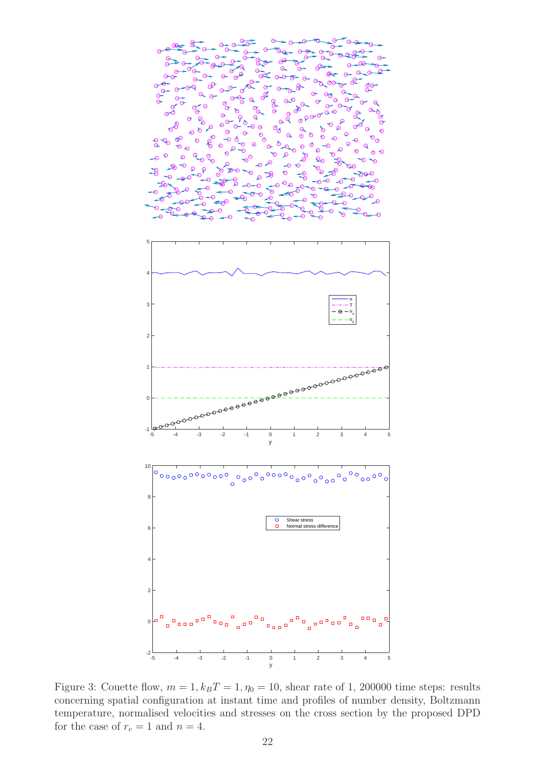Figure 3: Couette flow, $m = 1, k_BT = 1, \eta_0 = 10$, shear rate of 1, 200000 time steps: results concerning spatial configuration at instant time and profiles of number density, Boltzmann temperature, normalised velocities and stresses on the cross section by the proposed DPD for the case of $r_c = 1$ and $n = 4$.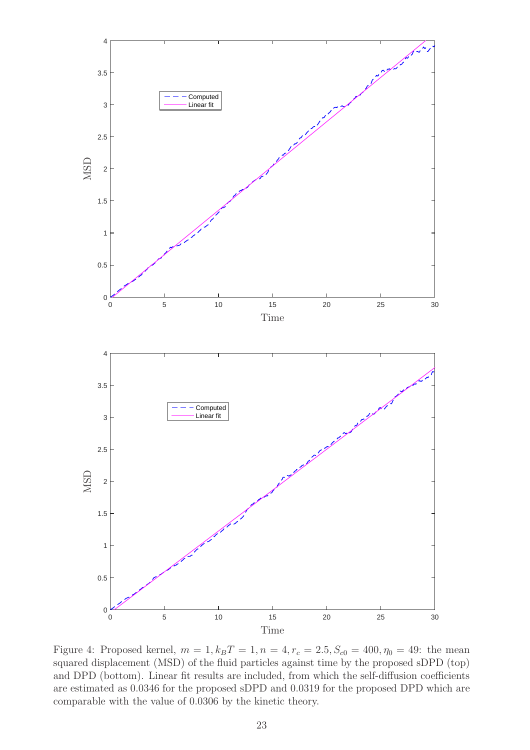Figure 4: Proposed kernel, $m = 1, k_BT = 1, n = 4, r_c = 2.5, S_{c0} = 400, \eta_0 = 49$: the mean squared displacement (MSD) of the fluid particles against time by the proposed sDPD (top) and DPD (bottom). Linear fit results are included, from which the self-diffusion coefficients are estimated as 0.0346 for the proposed sDPD and 0.0319 for the proposed DPD which are comparable with the value of 0.0306 by the kinetic theory.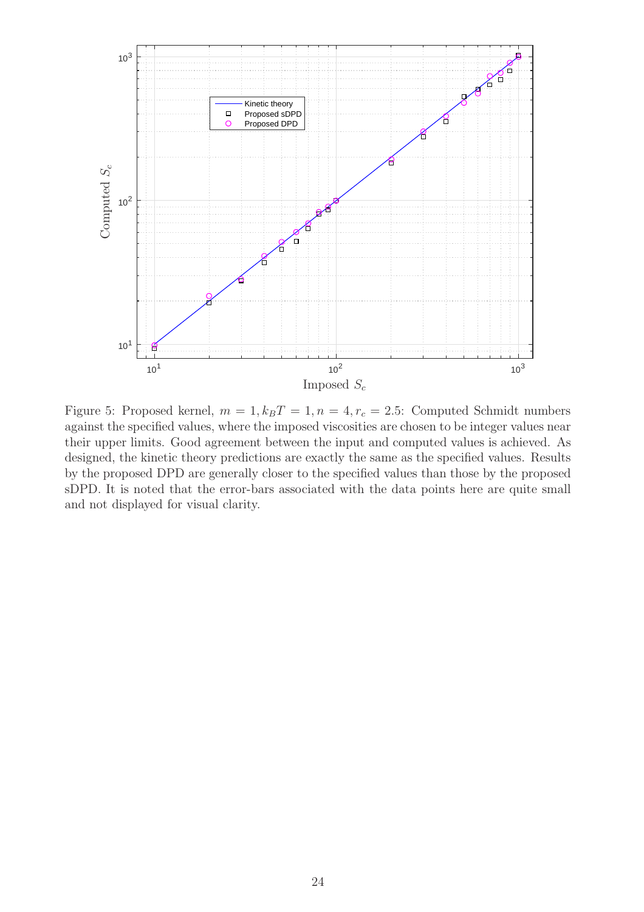Kinetic theory
Proposed sDPD
Proposed DPD

Computed $S_c$

Imposed $S_c$

$10^1$
$10^2$
$10^3$

Figure 5: Proposed kernel, $m = 1, k_BT = 1, n = 4, r_c = 2.5$: Computed Schmidt numbers against the specified values, where the imposed viscosities are chosen to be integer values near their upper limits. Good agreement between the input and computed values is achieved. As designed, the kinetic theory predictions are exactly the same as the specified values. Results by the proposed DPD are generally closer to the specified values than those by the proposed sDPD. It is noted that the error-bars associated with the data points here are quite small and not displayed for visual clarity.